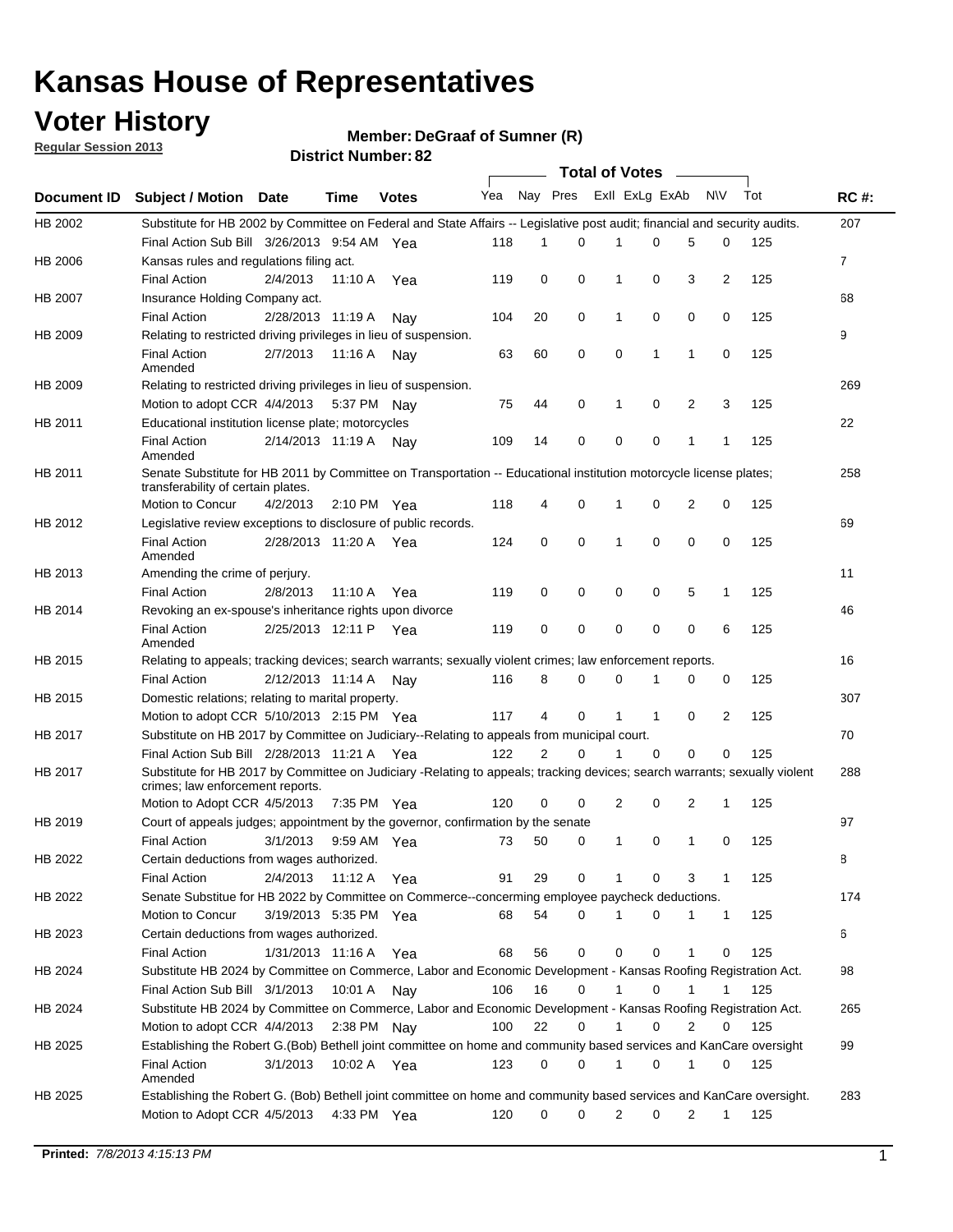# Kansas House of Representatives

## Voter History

**Regular Session 2013**

**Member: DeGraaf of Sumner (R)**

**District Number: 82**

| Document ID | Subject / Motion | Date | Time | Votes | Yea | Nay | Pres | ExII | ExLg | ExAb | N\V | Tot | RC #: |
|---|---|---|---|---|---|---|---|---|---|---|---|---|---|
| HB 2002 | Substitute for HB 2002 by Committee on Federal and State Affairs -- Legislative post audit; financial and security audits. | | | | | | | | | | | | 207 |
| | Final Action Sub Bill | 3/26/2013 | 9:54 AM | Yea | 118 | 1 | 0 | 1 | 0 | 5 | 0 | 125 | |
| HB 2006 | Kansas rules and regulations filing act. | | | | | | | | | | | | 7 |
| | Final Action | 2/4/2013 | 11:10 A | Yea | 119 | 0 | 0 | 1 | 0 | 3 | 2 | 125 | |
| HB 2007 | Insurance Holding Company act. | | | | | | | | | | | | 68 |
| | Final Action | 2/28/2013 | 11:19 A | Nay | 104 | 20 | 0 | 1 | 0 | 0 | 0 | 125 | |
| HB 2009 | Relating to restricted driving privileges in lieu of suspension. | | | | | | | | | | | | 9 |
| | Final Action Amended | 2/7/2013 | 11:16 A | Nay | 63 | 60 | 0 | 0 | 1 | 1 | 0 | 125 | |
| HB 2009 | Relating to restricted driving privileges in lieu of suspension. | | | | | | | | | | | | 269 |
| | Motion to adopt CCR | 4/4/2013 | 5:37 PM | Nay | 75 | 44 | 0 | 1 | 0 | 2 | 3 | 125 | |
| HB 2011 | Educational institution license plate; motorcycles | | | | | | | | | | | | 22 |
| | Final Action Amended | 2/14/2013 | 11:19 A | Nay | 109 | 14 | 0 | 0 | 0 | 1 | 1 | 125 | |
| HB 2011 | Senate Substitute for HB 2011 by Committee on Transportation -- Educational institution motorcycle license plates; transferability of certain plates. | | | | | | | | | | | | 258 |
| | Motion to Concur | 4/2/2013 | 2:10 PM | Yea | 118 | 4 | 0 | 1 | 0 | 2 | 0 | 125 | |
| HB 2012 | Legislative review exceptions to disclosure of public records. | | | | | | | | | | | | 69 |
| | Final Action Amended | 2/28/2013 | 11:20 A | Yea | 124 | 0 | 0 | 1 | 0 | 0 | 0 | 125 | |
| HB 2013 | Amending the crime of perjury. | | | | | | | | | | | | 11 |
| | Final Action | 2/8/2013 | 11:10 A | Yea | 119 | 0 | 0 | 0 | 0 | 5 | 1 | 125 | |
| HB 2014 | Revoking an ex-spouse's inheritance rights upon divorce | | | | | | | | | | | | 46 |
| | Final Action Amended | 2/25/2013 | 12:11 P | Yea | 119 | 0 | 0 | 0 | 0 | 0 | 6 | 125 | |
| HB 2015 | Relating to appeals; tracking devices; search warrants; sexually violent crimes; law enforcement reports. | | | | | | | | | | | | 16 |
| | Final Action | 2/12/2013 | 11:14 A | Nay | 116 | 8 | 0 | 0 | 1 | 0 | 0 | 125 | |
| HB 2015 | Domestic relations; relating to marital property. | | | | | | | | | | | | 307 |
| | Motion to adopt CCR | 5/10/2013 | 2:15 PM | Yea | 117 | 4 | 0 | 1 | 1 | 0 | 2 | 125 | |
| HB 2017 | Substitute on HB 2017 by Committee on Judiciary--Relating to appeals from municipal court. | | | | | | | | | | | | 70 |
| | Final Action Sub Bill | 2/28/2013 | 11:21 A | Yea | 122 | 2 | 0 | 1 | 0 | 0 | 0 | 125 | |
| HB 2017 | Substitute for HB 2017 by Committee on Judiciary -Relating to appeals; tracking devices; search warrants; sexually violent crimes; law enforcement reports. | | | | | | | | | | | | 288 |
| | Motion to Adopt CCR | 4/5/2013 | 7:35 PM | Yea | 120 | 0 | 0 | 2 | 0 | 2 | 1 | 125 | |
| HB 2019 | Court of appeals judges; appointment by the governor, confirmation by the senate | | | | | | | | | | | | 97 |
| | Final Action | 3/1/2013 | 9:59 AM | Yea | 73 | 50 | 0 | 1 | 0 | 1 | 0 | 125 | |
| HB 2022 | Certain deductions from wages authorized. | | | | | | | | | | | | 8 |
| | Final Action | 2/4/2013 | 11:12 A | Yea | 91 | 29 | 0 | 1 | 0 | 3 | 1 | 125 | |
| HB 2022 | Senate Substitue for HB 2022 by Committee on Commerce--concerning employee paycheck deductions. | | | | | | | | | | | | 174 |
| | Motion to Concur | 3/19/2013 | 5:35 PM | Yea | 68 | 54 | 0 | 1 | 0 | 1 | 1 | 125 | |
| HB 2023 | Certain deductions from wages authorized. | | | | | | | | | | | | 6 |
| | Final Action | 1/31/2013 | 11:16 A | Yea | 68 | 56 | 0 | 0 | 0 | 1 | 0 | 125 | |
| HB 2024 | Substitute HB 2024 by Committee on Commerce, Labor and Economic Development - Kansas Roofing Registration Act. | | | | | | | | | | | | 98 |
| | Final Action Sub Bill | 3/1/2013 | 10:01 A | Nay | 106 | 16 | 0 | 1 | 0 | 1 | 1 | 125 | |
| HB 2024 | Substitute HB 2024 by Committee on Commerce, Labor and Economic Development - Kansas Roofing Registration Act. | | | | | | | | | | | | 265 |
| | Motion to adopt CCR | 4/4/2013 | 2:38 PM | Nay | 100 | 22 | 0 | 1 | 0 | 2 | 0 | 125 | |
| HB 2025 | Establishing the Robert G.(Bob) Bethell joint committee on home and community based services and KanCare oversight | | | | | | | | | | | | 99 |
| | Final Action Amended | 3/1/2013 | 10:02 A | Yea | 123 | 0 | 0 | 1 | 0 | 1 | 0 | 125 | |
| HB 2025 | Establishing the Robert G. (Bob) Bethell joint committee on home and community based services and KanCare oversight. | | | | | | | | | | | | 283 |
| | Motion to Adopt CCR | 4/5/2013 | 4:33 PM | Yea | 120 | 0 | 0 | 2 | 0 | 2 | 1 | 125 | |

**Printed:** *7/8/2013 4:15:13 PM*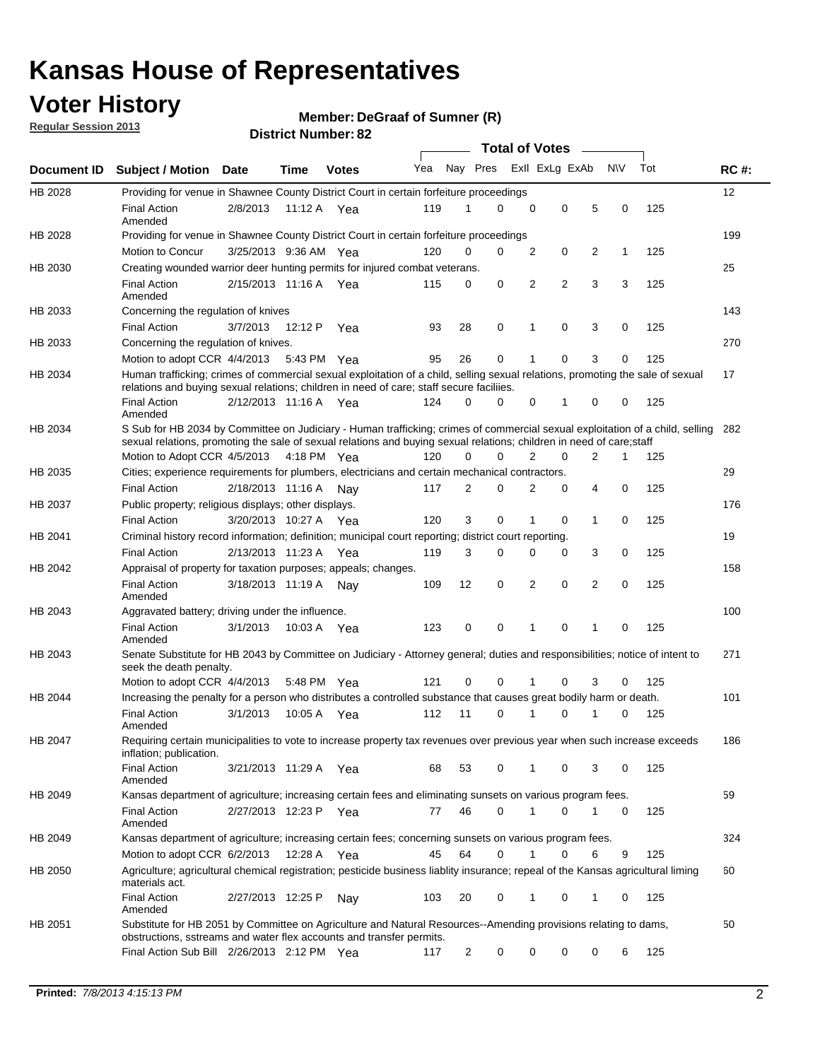# Kansas House of Representatives

## Voter History

**Regular Session 2013**

**Member: DeGraaf of Sumner (R)**

**District Number: 82**

| Document ID | Subject / Motion | Date | Time | Votes | Yea | Nay | Pres | Exll | ExLg | ExAb | N\V | Tot | RC #: |
|---|---|---|---|---|---|---|---|---|---|---|---|---|---|
| HB 2028 | Providing for venue in Shawnee County District Court in certain forfeiture proceedings | | | | | | | | | | | | 12 |
| | Final Action Amended | 2/8/2013 | 11:12 A | Yea | 119 | 1 | 0 | 0 | 0 | 5 | 0 | 125 | |
| HB 2028 | Providing for venue in Shawnee County District Court in certain forfeiture proceedings | | | | | | | | | | | | 199 |
| | Motion to Concur | 3/25/2013 | 9:36 AM | Yea | 120 | 0 | 0 | 2 | 0 | 2 | 1 | 125 | |
| HB 2030 | Creating wounded warrior deer hunting permits for injured combat veterans. | | | | | | | | | | | | 25 |
| | Final Action Amended | 2/15/2013 | 11:16 A | Yea | 115 | 0 | 0 | 2 | 2 | 3 | 3 | 125 | |
| HB 2033 | Concerning the regulation of knives | | | | | | | | | | | | 143 |
| | Final Action | 3/7/2013 | 12:12 P | Yea | 93 | 28 | 0 | 1 | 0 | 3 | 0 | 125 | |
| HB 2033 | Concerning the regulation of knives. | | | | | | | | | | | | 270 |
| | Motion to adopt CCR | 4/4/2013 | 5:43 PM | Yea | 95 | 26 | 0 | 1 | 0 | 3 | 0 | 125 | |
| HB 2034 | Human trafficking; crimes of commercial sexual exploitation of a child, selling sexual relations, promoting the sale of sexual relations and buying sexual relations; children in need of care; staff secure faciliies. | | | | | | | | | | | | 17 |
| | Final Action Amended | 2/12/2013 | 11:16 A | Yea | 124 | 0 | 0 | 0 | 1 | 0 | 0 | 125 | |
| HB 2034 | S Sub for HB 2034 by Committee on Judiciary - Human trafficking; crimes of commercial sexual exploitation of a child, selling sexual relations, promoting the sale of sexual relations and buying sexual relations; children in need of care;staff | | | | | | | | | | | | 282 |
| | Motion to Adopt CCR | 4/5/2013 | 4:18 PM | Yea | 120 | 0 | 0 | 2 | 0 | 2 | 1 | 125 | |
| HB 2035 | Cities; experience requirements for plumbers, electricians and certain mechanical contractors. | | | | | | | | | | | | 29 |
| | Final Action | 2/18/2013 | 11:16 A | Nay | 117 | 2 | 0 | 2 | 0 | 4 | 0 | 125 | |
| HB 2037 | Public property; religious displays; other displays. | | | | | | | | | | | | 176 |
| | Final Action | 3/20/2013 | 10:27 A | Yea | 120 | 3 | 0 | 1 | 0 | 1 | 0 | 125 | |
| HB 2041 | Criminal history record information; definition; municipal court reporting; district court reporting. | | | | | | | | | | | | 19 |
| | Final Action | 2/13/2013 | 11:23 A | Yea | 119 | 3 | 0 | 0 | 0 | 3 | 0 | 125 | |
| HB 2042 | Appraisal of property for taxation purposes; appeals; changes. | | | | | | | | | | | | 158 |
| | Final Action Amended | 3/18/2013 | 11:19 A | Nay | 109 | 12 | 0 | 2 | 0 | 2 | 0 | 125 | |
| HB 2043 | Aggravated battery; driving under the influence. | | | | | | | | | | | | 100 |
| | Final Action Amended | 3/1/2013 | 10:03 A | Yea | 123 | 0 | 0 | 1 | 0 | 1 | 0 | 125 | |
| HB 2043 | Senate Substitute for HB 2043 by Committee on Judiciary - Attorney general; duties and responsibilities; notice of intent to seek the death penalty. | | | | | | | | | | | | 271 |
| | Motion to adopt CCR | 4/4/2013 | 5:48 PM | Yea | 121 | 0 | 0 | 1 | 0 | 3 | 0 | 125 | |
| HB 2044 | Increasing the penalty for a person who distributes a controlled substance that causes great bodily harm or death. | | | | | | | | | | | | 101 |
| | Final Action Amended | 3/1/2013 | 10:05 A | Yea | 112 | 11 | 0 | 1 | 0 | 1 | 0 | 125 | |
| HB 2047 | Requiring certain municipalities to vote to increase property tax revenues over previous year when such increase exceeds inflation; publication. | | | | | | | | | | | | 186 |
| | Final Action Amended | 3/21/2013 | 11:29 A | Yea | 68 | 53 | 0 | 1 | 0 | 3 | 0 | 125 | |
| HB 2049 | Kansas department of agriculture; increasing certain fees and eliminating sunsets on various program fees. | | | | | | | | | | | | 59 |
| | Final Action Amended | 2/27/2013 | 12:23 P | Yea | 77 | 46 | 0 | 1 | 0 | 1 | 0 | 125 | |
| HB 2049 | Kansas department of agriculture; increasing certain fees; concerning sunsets on various program fees. | | | | | | | | | | | | 324 |
| | Motion to adopt CCR | 6/2/2013 | 12:28 A | Yea | 45 | 64 | 0 | 1 | 0 | 6 | 9 | 125 | |
| HB 2050 | Agriculture; agricultural chemical registration; pesticide business liablity insurance; repeal of the Kansas agricultural liming materials act. | | | | | | | | | | | | 60 |
| | Final Action Amended | 2/27/2013 | 12:25 P | Nay | 103 | 20 | 0 | 1 | 0 | 1 | 0 | 125 | |
| HB 2051 | Substitute for HB 2051 by Committee on Agriculture and Natural Resources--Amending provisions relating to dams, obstructions, sstreams and water flex accounts and transfer permits. | | | | | | | | | | | | 50 |
| | Final Action Sub Bill | 2/26/2013 | 2:12 PM | Yea | 117 | 2 | 0 | 0 | 0 | 0 | 6 | 125 | |

**Printed:** *7/8/2013 4:15:13 PM*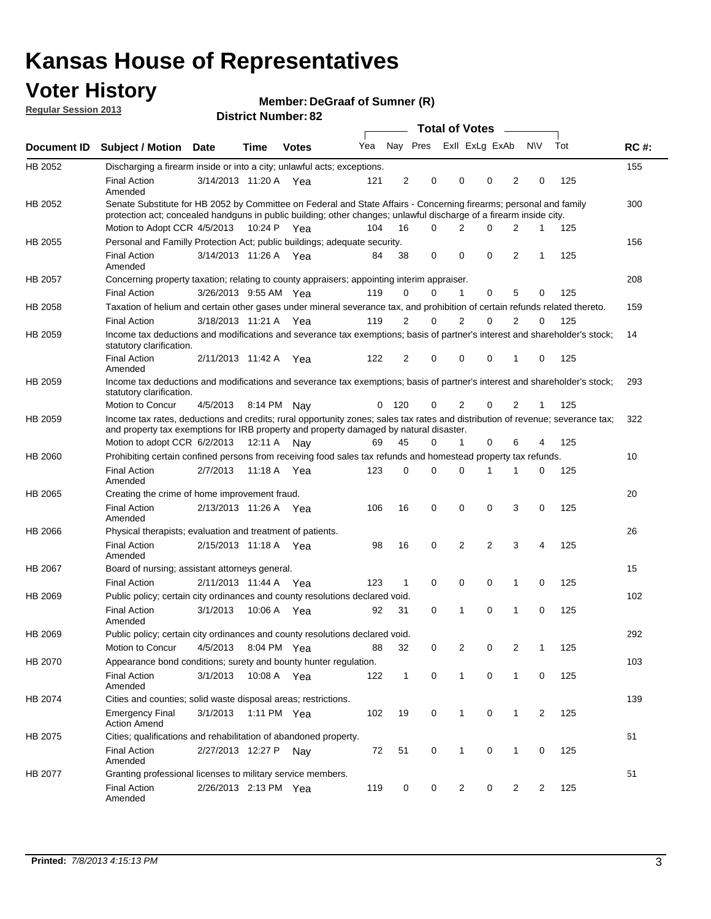# Kansas House of Representatives

## Voter History

**Regular Session 2013**

**Member: DeGraaf of Sumner (R)**

**District Number: 82**

| Document ID | Subject / Motion | Date | Time | Votes | Yea | Nay | Pres | ExII | ExLg | ExAb | N\V | Tot | RC #: |
|---|---|---|---|---|---|---|---|---|---|---|---|---|---|
| HB 2052 | Discharging a firearm inside or into a city; unlawful acts; exceptions. | | | | | | | | | | | | 155 |
| | Final Action Amended | 3/14/2013 | 11:20 A | Yea | 121 | 2 | 0 | 0 | 0 | 2 | 0 | 125 | |
| HB 2052 | Senate Substitute for HB 2052 by Committee on Federal and State Affairs - Concerning firearms; personal and family protection act; concealed handguns in public building; other changes; unlawful discharge of a firearm inside city. | | | | | | | | | | | | 300 |
| | Motion to Adopt CCR | 4/5/2013 | 10:24 P | Yea | 104 | 16 | 0 | 2 | 0 | 2 | 1 | 125 | |
| HB 2055 | Personal and Familly Protection Act; public buildings; adequate security. | | | | | | | | | | | | 156 |
| | Final Action Amended | 3/14/2013 | 11:26 A | Yea | 84 | 38 | 0 | 0 | 0 | 2 | 1 | 125 | |
| HB 2057 | Concerning property taxation; relating to county appraisers; appointing interim appraiser. | | | | | | | | | | | | 208 |
| | Final Action | 3/26/2013 | 9:55 AM | Yea | 119 | 0 | 0 | 1 | 0 | 5 | 0 | 125 | |
| HB 2058 | Taxation of helium and certain other gases under mineral severance tax, and prohibition of certain refunds related thereto. | | | | | | | | | | | | 159 |
| | Final Action | 3/18/2013 | 11:21 A | Yea | 119 | 2 | 0 | 2 | 0 | 2 | 0 | 125 | |
| HB 2059 | Income tax deductions and modifications and severance tax exemptions; basis of partner's interest and shareholder's stock; statutory clarification. | | | | | | | | | | | | 14 |
| | Final Action Amended | 2/11/2013 | 11:42 A | Yea | 122 | 2 | 0 | 0 | 0 | 1 | 0 | 125 | |
| HB 2059 | Income tax deductions and modifications and severance tax exemptions; basis of partner's interest and shareholder's stock; statutory clarification. | | | | | | | | | | | | 293 |
| | Motion to Concur | 4/5/2013 | 8:14 PM | Nay | 0 | 120 | 0 | 2 | 0 | 2 | 1 | 125 | |
| HB 2059 | Income tax rates, deductions and credits; rural opportunity zones; sales tax rates and distribution of revenue; severance tax; and property tax exemptions for IRB property and property damaged by natural disaster. | | | | | | | | | | | | 322 |
| | Motion to adopt CCR | 6/2/2013 | 12:11 A | Nay | 69 | 45 | 0 | 1 | 0 | 6 | 4 | 125 | |
| HB 2060 | Prohibiting certain confined persons from receiving food sales tax refunds and homestead property tax refunds. | | | | | | | | | | | | 10 |
| | Final Action Amended | 2/7/2013 | 11:18 A | Yea | 123 | 0 | 0 | 0 | 1 | 1 | 0 | 125 | |
| HB 2065 | Creating the crime of home improvement fraud. | | | | | | | | | | | | 20 |
| | Final Action Amended | 2/13/2013 | 11:26 A | Yea | 106 | 16 | 0 | 0 | 0 | 3 | 0 | 125 | |
| HB 2066 | Physical therapists; evaluation and treatment of patients. | | | | | | | | | | | | 26 |
| | Final Action Amended | 2/15/2013 | 11:18 A | Yea | 98 | 16 | 0 | 2 | 2 | 3 | 4 | 125 | |
| HB 2067 | Board of nursing; assistant attorneys general. | | | | | | | | | | | | 15 |
| | Final Action | 2/11/2013 | 11:44 A | Yea | 123 | 1 | 0 | 0 | 0 | 1 | 0 | 125 | |
| HB 2069 | Public policy; certain city ordinances and county resolutions declared void. | | | | | | | | | | | | 102 |
| | Final Action Amended | 3/1/2013 | 10:06 A | Yea | 92 | 31 | 0 | 1 | 0 | 1 | 0 | 125 | |
| HB 2069 | Public policy; certain city ordinances and county resolutions declared void. | | | | | | | | | | | | 292 |
| | Motion to Concur | 4/5/2013 | 8:04 PM | Yea | 88 | 32 | 0 | 2 | 0 | 2 | 1 | 125 | |
| HB 2070 | Appearance bond conditions; surety and bounty hunter regulation. | | | | | | | | | | | | 103 |
| | Final Action Amended | 3/1/2013 | 10:08 A | Yea | 122 | 1 | 0 | 1 | 0 | 1 | 0 | 125 | |
| HB 2074 | Cities and counties; solid waste disposal areas; restrictions. | | | | | | | | | | | | 139 |
| | Emergency Final Action Amend | 3/1/2013 | 1:11 PM | Yea | 102 | 19 | 0 | 1 | 0 | 1 | 2 | 125 | |
| HB 2075 | Cities; qualifications and rehabilitation of abandoned property. | | | | | | | | | | | | 61 |
| | Final Action Amended | 2/27/2013 | 12:27 P | Nay | 72 | 51 | 0 | 1 | 0 | 1 | 0 | 125 | |
| HB 2077 | Granting professional licenses to military service members. | | | | | | | | | | | | 51 |
| | Final Action Amended | 2/26/2013 | 2:13 PM | Yea | 119 | 0 | 0 | 2 | 0 | 2 | 2 | 125 | |

**Printed:** *7/8/2013 4:15:13 PM*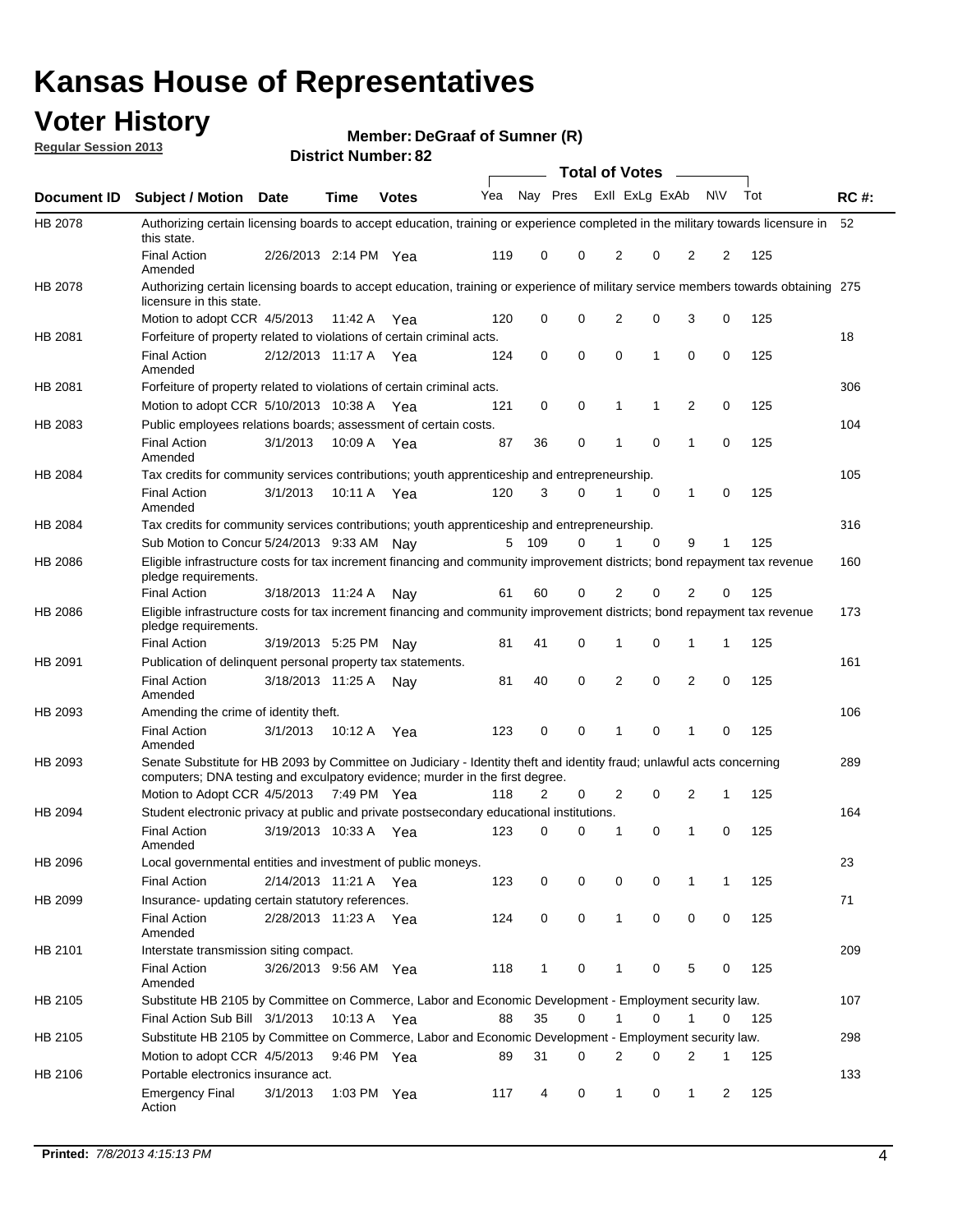# Kansas House of Representatives

## Voter History

**Regular Session 2013**

**Member: DeGraaf of Sumner (R)**

**District Number: 82**

| Document ID | Subject / Motion | Date | Time | Votes | Yea | Nay | Pres | ExII | ExLg | ExAb | N\V | Tot | RC #: |
|---|---|---|---|---|---|---|---|---|---|---|---|---|---|
| HB 2078 | Authorizing certain licensing boards to accept education, training or experience completed in the military towards licensure in this state. | | | | | | | | | | | | 52 |
| | Final Action Amended | 2/26/2013 | 2:14 PM | Yea | 119 | 0 | 0 | 2 | 0 | 2 | 2 | 125 | |
| HB 2078 | Authorizing certain licensing boards to accept education, training or experience of military service members towards obtaining licensure in this state. | | | | | | | | | | | | 275 |
| | Motion to adopt CCR | 4/5/2013 | 11:42 A | Yea | 120 | 0 | 0 | 2 | 0 | 3 | 0 | 125 | |
| HB 2081 | Forfeiture of property related to violations of certain criminal acts. | | | | | | | | | | | | 18 |
| | Final Action Amended | 2/12/2013 | 11:17 A | Yea | 124 | 0 | 0 | 0 | 1 | 0 | 0 | 125 | |
| HB 2081 | Forfeiture of property related to violations of certain criminal acts. | | | | | | | | | | | | 306 |
| | Motion to adopt CCR | 5/10/2013 | 10:38 A | Yea | 121 | 0 | 0 | 1 | 1 | 2 | 0 | 125 | |
| HB 2083 | Public employees relations boards; assessment of certain costs. | | | | | | | | | | | | 104 |
| | Final Action Amended | 3/1/2013 | 10:09 A | Yea | 87 | 36 | 0 | 1 | 0 | 1 | 0 | 125 | |
| HB 2084 | Tax credits for community services contributions; youth apprenticeship and entrepreneurship. | | | | | | | | | | | | 105 |
| | Final Action Amended | 3/1/2013 | 10:11 A | Yea | 120 | 3 | 0 | 1 | 0 | 1 | 0 | 125 | |
| HB 2084 | Tax credits for community services contributions; youth apprenticeship and entrepreneurship. | | | | | | | | | | | | 316 |
| | Sub Motion to Concur | 5/24/2013 | 9:33 AM | Nay | 5 | 109 | 0 | 1 | 0 | 9 | 1 | 125 | |
| HB 2086 | Eligible infrastructure costs for tax increment financing and community improvement districts; bond repayment tax revenue pledge requirements. | | | | | | | | | | | | 160 |
| | Final Action | 3/18/2013 | 11:24 A | Nay | 61 | 60 | 0 | 2 | 0 | 2 | 0 | 125 | |
| HB 2086 | Eligible infrastructure costs for tax increment financing and community improvement districts; bond repayment tax revenue pledge requirements. | | | | | | | | | | | | 173 |
| | Final Action | 3/19/2013 | 5:25 PM | Nay | 81 | 41 | 0 | 1 | 0 | 1 | 1 | 125 | |
| HB 2091 | Publication of delinquent personal property tax statements. | | | | | | | | | | | | 161 |
| | Final Action Amended | 3/18/2013 | 11:25 A | Nay | 81 | 40 | 0 | 2 | 0 | 2 | 0 | 125 | |
| HB 2093 | Amending the crime of identity theft. | | | | | | | | | | | | 106 |
| | Final Action Amended | 3/1/2013 | 10:12 A | Yea | 123 | 0 | 0 | 1 | 0 | 1 | 0 | 125 | |
| HB 2093 | Senate Substitute for HB 2093 by Committee on Judiciary - Identity theft and identity fraud; unlawful acts concerning computers; DNA testing and exculpatory evidence; murder in the first degree. | | | | | | | | | | | | 289 |
| | Motion to Adopt CCR | 4/5/2013 | 7:49 PM | Yea | 118 | 2 | 0 | 2 | 0 | 2 | 1 | 125 | |
| HB 2094 | Student electronic privacy at public and private postsecondary educational institutions. | | | | | | | | | | | | 164 |
| | Final Action Amended | 3/19/2013 | 10:33 A | Yea | 123 | 0 | 0 | 1 | 0 | 1 | 0 | 125 | |
| HB 2096 | Local governmental entities and investment of public moneys. | | | | | | | | | | | | 23 |
| | Final Action | 2/14/2013 | 11:21 A | Yea | 123 | 0 | 0 | 0 | 0 | 1 | 1 | 125 | |
| HB 2099 | Insurance- updating certain statutory references. | | | | | | | | | | | | 71 |
| | Final Action Amended | 2/28/2013 | 11:23 A | Yea | 124 | 0 | 0 | 1 | 0 | 0 | 0 | 125 | |
| HB 2101 | Interstate transmission siting compact. | | | | | | | | | | | | 209 |
| | Final Action Amended | 3/26/2013 | 9:56 AM | Yea | 118 | 1 | 0 | 1 | 0 | 5 | 0 | 125 | |
| HB 2105 | Substitute HB 2105 by Committee on Commerce, Labor and Economic Development - Employment security law. | | | | | | | | | | | | 107 |
| | Final Action Sub Bill | 3/1/2013 | 10:13 A | Yea | 88 | 35 | 0 | 1 | 0 | 1 | 0 | 125 | |
| HB 2105 | Substitute HB 2105 by Committee on Commerce, Labor and Economic Development - Employment security law. | | | | | | | | | | | | 298 |
| | Motion to adopt CCR | 4/5/2013 | 9:46 PM | Yea | 89 | 31 | 0 | 2 | 0 | 2 | 1 | 125 | |
| HB 2106 | Portable electronics insurance act. | | | | | | | | | | | | 133 |
| | Emergency Final Action | 3/1/2013 | 1:03 PM | Yea | 117 | 4 | 0 | 1 | 0 | 1 | 2 | 125 | |

**Printed:** *7/8/2013 4:15:13 PM*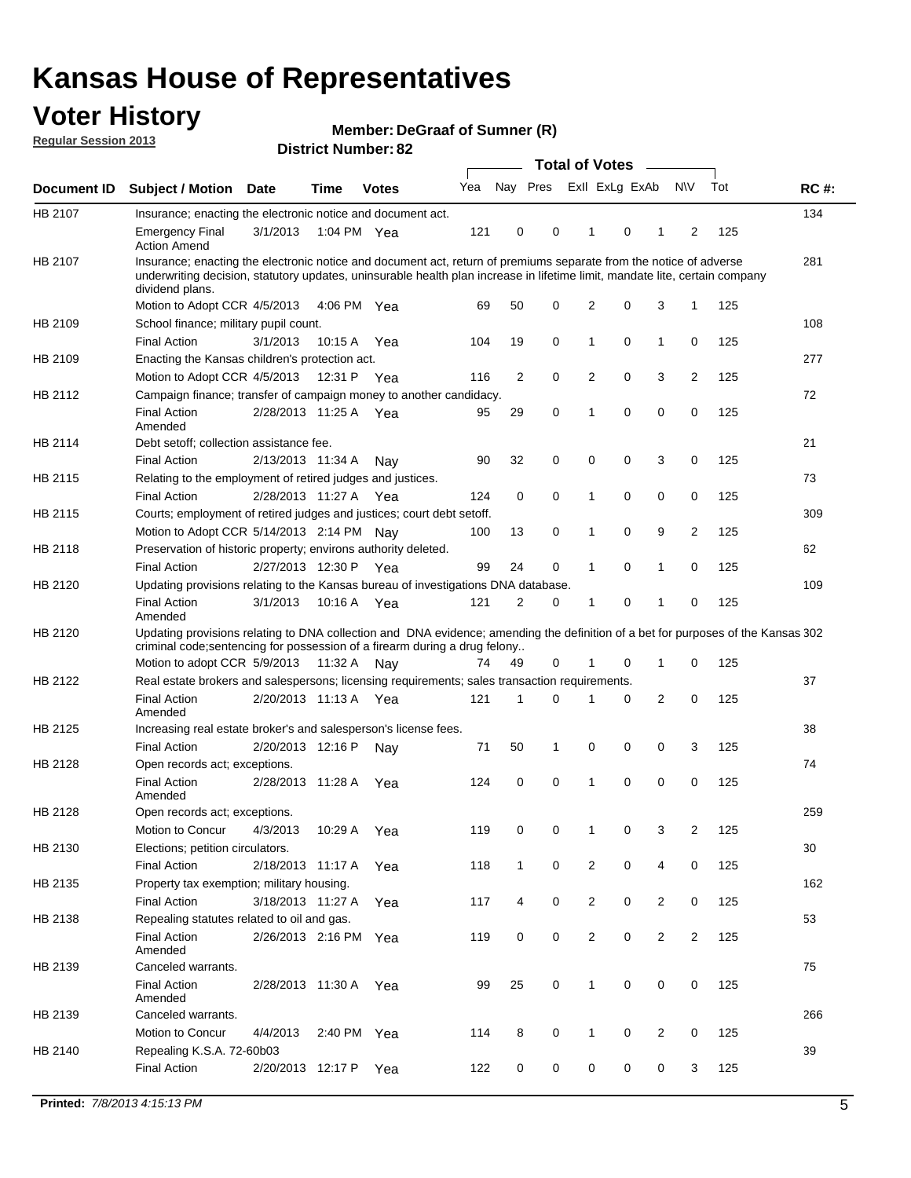# Kansas House of Representatives

## Voter History

**Regular Session 2013**

**Member: DeGraaf of Sumner (R)**

**District Number: 82**

| Document ID | Subject / Motion | Date | Time | Votes | Yea | Nay | Pres | ExII | ExLg | ExAb | N\V | Tot | RC #: |
|---|---|---|---|---|---|---|---|---|---|---|---|---|---|
| HB 2107 | Insurance; enacting the electronic notice and document act. | | | | | | | | | | | | 134 |
| | Emergency Final Action Amend | 3/1/2013 | 1:04 PM | Yea | 121 | 0 | 0 | 1 | 0 | 1 | 2 | 125 | |
| HB 2107 | Insurance; enacting the electronic notice and document act, return of premiums separate from the notice of adverse underwriting decision, statutory updates, uninsurable health plan increase in lifetime limit, mandate lite, certain company dividend plans. | | | | | | | | | | | | 281 |
| | Motion to Adopt CCR | 4/5/2013 | 4:06 PM | Yea | 69 | 50 | 0 | 2 | 0 | 3 | 1 | 125 | |
| HB 2109 | School finance; military pupil count. | | | | | | | | | | | | 108 |
| | Final Action | 3/1/2013 | 10:15 A | Yea | 104 | 19 | 0 | 1 | 0 | 1 | 0 | 125 | |
| HB 2109 | Enacting the Kansas children's protection act. | | | | | | | | | | | | 277 |
| | Motion to Adopt CCR | 4/5/2013 | 12:31 P | Yea | 116 | 2 | 0 | 2 | 0 | 3 | 2 | 125 | |
| HB 2112 | Campaign finance; transfer of campaign money to another candidacy. | | | | | | | | | | | | 72 |
| | Final Action Amended | 2/28/2013 | 11:25 A | Yea | 95 | 29 | 0 | 1 | 0 | 0 | 0 | 125 | |
| HB 2114 | Debt setoff; collection assistance fee. | | | | | | | | | | | | 21 |
| | Final Action | 2/13/2013 | 11:34 A | Nay | 90 | 32 | 0 | 0 | 0 | 3 | 0 | 125 | |
| HB 2115 | Relating to the employment of retired judges and justices. | | | | | | | | | | | | 73 |
| | Final Action | 2/28/2013 | 11:27 A | Yea | 124 | 0 | 0 | 1 | 0 | 0 | 0 | 125 | |
| HB 2115 | Courts; employment of retired judges and justices; court debt setoff. | | | | | | | | | | | | 309 |
| | Motion to Adopt CCR | 5/14/2013 | 2:14 PM | Nay | 100 | 13 | 0 | 1 | 0 | 9 | 2 | 125 | |
| HB 2118 | Preservation of historic property; environs authority deleted. | | | | | | | | | | | | 62 |
| | Final Action | 2/27/2013 | 12:30 P | Yea | 99 | 24 | 0 | 1 | 0 | 1 | 0 | 125 | |
| HB 2120 | Updating provisions relating to the Kansas bureau of investigations DNA database. | | | | | | | | | | | | 109 |
| | Final Action Amended | 3/1/2013 | 10:16 A | Yea | 121 | 2 | 0 | 1 | 0 | 1 | 0 | 125 | |
| HB 2120 | Updating provisions relating to DNA collection and DNA evidence; amending the definition of a bet for purposes of the Kansas criminal code;sentencing for possession of a firearm during a drug felony.. | | | | | | | | | | | | 302 |
| | Motion to adopt CCR | 5/9/2013 | 11:32 A | Nay | 74 | 49 | 0 | 1 | 0 | 1 | 0 | 125 | |
| HB 2122 | Real estate brokers and salespersons; licensing requirements; sales transaction requirements. | | | | | | | | | | | | 37 |
| | Final Action Amended | 2/20/2013 | 11:13 A | Yea | 121 | 1 | 0 | 1 | 0 | 2 | 0 | 125 | |
| HB 2125 | Increasing real estate broker's and salesperson's license fees. | | | | | | | | | | | | 38 |
| | Final Action | 2/20/2013 | 12:16 P | Nay | 71 | 50 | 1 | 0 | 0 | 0 | 3 | 125 | |
| HB 2128 | Open records act; exceptions. | | | | | | | | | | | | 74 |
| | Final Action Amended | 2/28/2013 | 11:28 A | Yea | 124 | 0 | 0 | 1 | 0 | 0 | 0 | 125 | |
| HB 2128 | Open records act; exceptions. | | | | | | | | | | | | 259 |
| | Motion to Concur | 4/3/2013 | 10:29 A | Yea | 119 | 0 | 0 | 1 | 0 | 3 | 2 | 125 | |
| HB 2130 | Elections; petition circulators. | | | | | | | | | | | | 30 |
| | Final Action | 2/18/2013 | 11:17 A | Yea | 118 | 1 | 0 | 2 | 0 | 4 | 0 | 125 | |
| HB 2135 | Property tax exemption; military housing. | | | | | | | | | | | | 162 |
| | Final Action | 3/18/2013 | 11:27 A | Yea | 117 | 4 | 0 | 2 | 0 | 2 | 0 | 125 | |
| HB 2138 | Repealing statutes related to oil and gas. | | | | | | | | | | | | 53 |
| | Final Action Amended | 2/26/2013 | 2:16 PM | Yea | 119 | 0 | 0 | 2 | 0 | 2 | 2 | 125 | |
| HB 2139 | Canceled warrants. | | | | | | | | | | | | 75 |
| | Final Action Amended | 2/28/2013 | 11:30 A | Yea | 99 | 25 | 0 | 1 | 0 | 0 | 0 | 125 | |
| HB 2139 | Canceled warrants. | | | | | | | | | | | | 266 |
| | Motion to Concur | 4/4/2013 | 2:40 PM | Yea | 114 | 8 | 0 | 1 | 0 | 2 | 0 | 125 | |
| HB 2140 | Repealing K.S.A. 72-60b03 | | | | | | | | | | | | 39 |
| | Final Action | 2/20/2013 | 12:17 P | Yea | 122 | 0 | 0 | 0 | 0 | 0 | 3 | 125 | |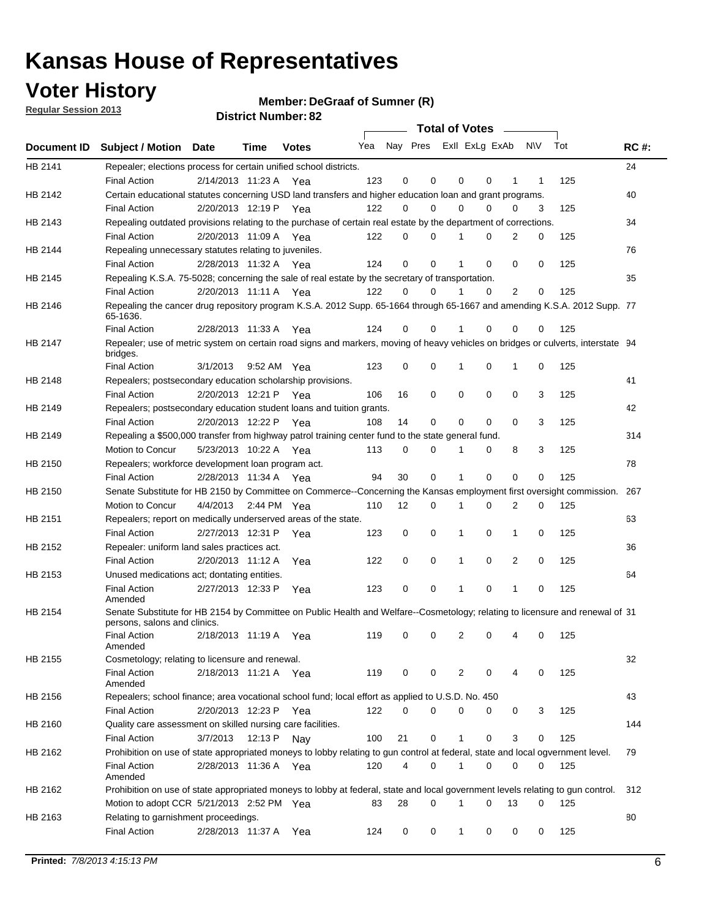# Kansas House of Representatives

## Voter History

**Regular Session 2013**

**Member: DeGraaf of Sumner (R)**

**District Number: 82**

| Document ID | Subject / Motion | Date | Time | Votes | Yea | Nay | Pres | ExII | ExLg | ExAb | N\V | Tot | RC #: |
|---|---|---|---|---|---|---|---|---|---|---|---|---|---|
| HB 2141 | Repealer; elections process for certain unified school districts. | | | | | | | | | | | | 24 |
| | Final Action | 2/14/2013 | 11:23 A | Yea | 123 | 0 | 0 | 0 | 0 | 1 | 1 | 125 | |
| HB 2142 | Certain educational statutes concerning USD land transfers and higher education loan and grant programs. | | | | | | | | | | | | 40 |
| | Final Action | 2/20/2013 | 12:19 P | Yea | 122 | 0 | 0 | 0 | 0 | 0 | 3 | 125 | |
| HB 2143 | Repealing outdated provisions relating to the purchase of certain real estate by the department of corrections. | | | | | | | | | | | | 34 |
| | Final Action | 2/20/2013 | 11:09 A | Yea | 122 | 0 | 0 | 1 | 0 | 2 | 0 | 125 | |
| HB 2144 | Repealing unnecessary statutes relating to juveniles. | | | | | | | | | | | | 76 |
| | Final Action | 2/28/2013 | 11:32 A | Yea | 124 | 0 | 0 | 1 | 0 | 0 | 0 | 125 | |
| HB 2145 | Repealing K.S.A. 75-5028; concerning the sale of real estate by the secretary of transportation. | | | | | | | | | | | | 35 |
| | Final Action | 2/20/2013 | 11:11 A | Yea | 122 | 0 | 0 | 1 | 0 | 2 | 0 | 125 | |
| HB 2146 | Repealing the cancer drug repository program K.S.A. 2012 Supp. 65-1664 through 65-1667 and amending K.S.A. 2012 Supp. 65-1636. | | | | | | | | | | | | 77 |
| | Final Action | 2/28/2013 | 11:33 A | Yea | 124 | 0 | 0 | 1 | 0 | 0 | 0 | 125 | |
| HB 2147 | Repealer; use of metric system on certain road signs and markers, moving of heavy vehicles on bridges or culverts, interstate bridges. | | | | | | | | | | | | 94 |
| | Final Action | 3/1/2013 | 9:52 AM | Yea | 123 | 0 | 0 | 1 | 0 | 1 | 0 | 125 | |
| HB 2148 | Repealers; postsecondary education scholarship provisions. | | | | | | | | | | | | 41 |
| | Final Action | 2/20/2013 | 12:21 P | Yea | 106 | 16 | 0 | 0 | 0 | 0 | 3 | 125 | |
| HB 2149 | Repealers; postsecondary education student loans and tuition grants. | | | | | | | | | | | | 42 |
| | Final Action | 2/20/2013 | 12:22 P | Yea | 108 | 14 | 0 | 0 | 0 | 0 | 3 | 125 | |
| HB 2149 | Repealing a $500,000 transfer from highway patrol training center fund to the state general fund. | | | | | | | | | | | | 314 |
| | Motion to Concur | 5/23/2013 | 10:22 A | Yea | 113 | 0 | 0 | 1 | 0 | 8 | 3 | 125 | |
| HB 2150 | Repealers; workforce development loan program act. | | | | | | | | | | | | 78 |
| | Final Action | 2/28/2013 | 11:34 A | Yea | 94 | 30 | 0 | 1 | 0 | 0 | 0 | 125 | |
| HB 2150 | Senate Substitute for HB 2150 by Committee on Commerce--Concerning the Kansas employment first oversight commission. | | | | | | | | | | | | 267 |
| | Motion to Concur | 4/4/2013 | 2:44 PM | Yea | 110 | 12 | 0 | 1 | 0 | 2 | 0 | 125 | |
| HB 2151 | Repealers; report on medically underserved areas of the state. | | | | | | | | | | | | 63 |
| | Final Action | 2/27/2013 | 12:31 P | Yea | 123 | 0 | 0 | 1 | 0 | 1 | 0 | 125 | |
| HB 2152 | Repealer: uniform land sales practices act. | | | | | | | | | | | | 36 |
| | Final Action | 2/20/2013 | 11:12 A | Yea | 122 | 0 | 0 | 1 | 0 | 2 | 0 | 125 | |
| HB 2153 | Unused medications act; dontating entities. | | | | | | | | | | | | 64 |
| | Final Action Amended | 2/27/2013 | 12:33 P | Yea | 123 | 0 | 0 | 1 | 0 | 1 | 0 | 125 | |
| HB 2154 | Senate Substitute for HB 2154 by Committee on Public Health and Welfare--Cosmetology; relating to licensure and renewal of persons, salons and clinics. | | | | | | | | | | | | 31 |
| | Final Action Amended | 2/18/2013 | 11:19 A | Yea | 119 | 0 | 0 | 2 | 0 | 4 | 0 | 125 | |
| HB 2155 | Cosmetology; relating to licensure and renewal. | | | | | | | | | | | | 32 |
| | Final Action Amended | 2/18/2013 | 11:21 A | Yea | 119 | 0 | 0 | 2 | 0 | 4 | 0 | 125 | |
| HB 2156 | Repealers; school finance; area vocational school fund; local effort as applied to U.S.D. No. 450 | | | | | | | | | | | | 43 |
| | Final Action | 2/20/2013 | 12:23 P | Yea | 122 | 0 | 0 | 0 | 0 | 0 | 3 | 125 | |
| HB 2160 | Quality care assessment on skilled nursing care facilities. | | | | | | | | | | | | 144 |
| | Final Action | 3/7/2013 | 12:13 P | Nay | 100 | 21 | 0 | 1 | 0 | 3 | 0 | 125 | |
| HB 2162 | Prohibition on use of state appropriated moneys to lobby relating to gun control at federal, state and local ogvernment level. | | | | | | | | | | | | 79 |
| | Final Action Amended | 2/28/2013 | 11:36 A | Yea | 120 | 4 | 0 | 1 | 0 | 0 | 0 | 125 | |
| HB 2162 | Prohibition on use of state appropriated moneys to lobby at federal, state and local government levels relating to gun control. | | | | | | | | | | | | 312 |
| | Motion to adopt CCR | 5/21/2013 | 2:52 PM | Yea | 83 | 28 | 0 | 1 | 0 | 13 | 0 | 125 | |
| HB 2163 | Relating to garnishment proceedings. | | | | | | | | | | | | 80 |
| | Final Action | 2/28/2013 | 11:37 A | Yea | 124 | 0 | 0 | 1 | 0 | 0 | 0 | 125 | |

**Printed:** *7/8/2013 4:15:13 PM*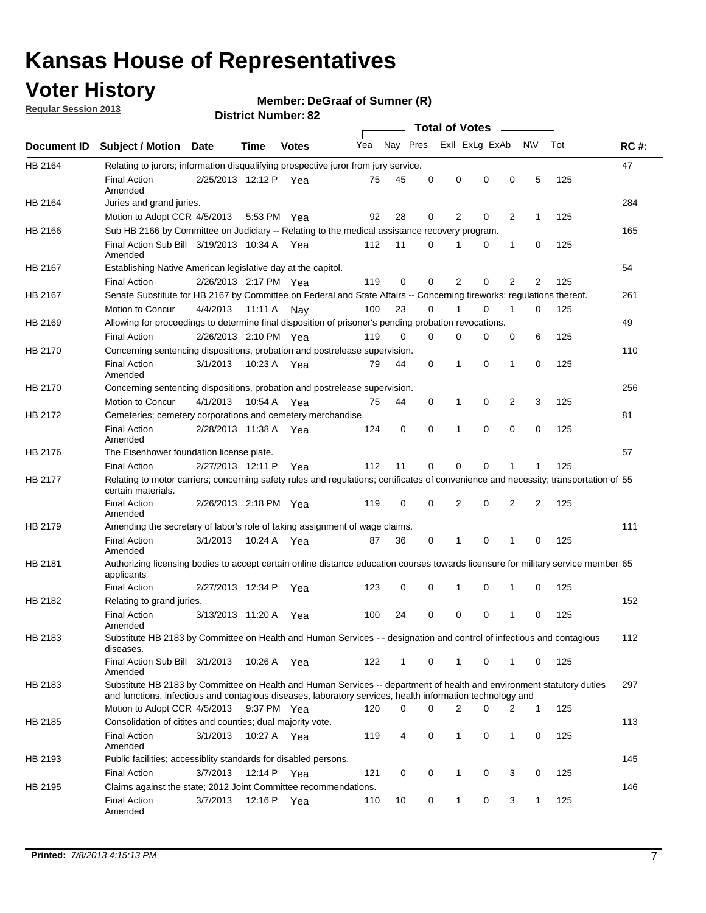# Kansas House of Representatives

## Voter History

**Regular Session 2013**

**Member: DeGraaf of Sumner (R)**

**District Number: 82**

| Document ID | Subject / Motion | Date | Time | Votes | Yea | Nay | Pres | ExII | ExLg | ExAb | N\V | Tot | RC #: |
|---|---|---|---|---|---|---|---|---|---|---|---|---|---|
| HB 2164 | Relating to jurors; information disqualifying prospective juror from jury service. | | | | | | | | | | | | 47 |
| | Final Action Amended | 2/25/2013 | 12:12 P | Yea | 75 | 45 | 0 | 0 | 0 | 0 | 5 | 125 | |
| HB 2164 | Juries and grand juries. | | | | | | | | | | | | 284 |
| | Motion to Adopt CCR | 4/5/2013 | 5:53 PM | Yea | 92 | 28 | 0 | 2 | 0 | 2 | 1 | 125 | |
| HB 2166 | Sub HB 2166 by Committee on Judiciary -- Relating to the medical assistance recovery program. | | | | | | | | | | | | 165 |
| | Final Action Sub Bill Amended | 3/19/2013 | 10:34 A | Yea | 112 | 11 | 0 | 1 | 0 | 1 | 0 | 125 | |
| HB 2167 | Establishing Native American legislative day at the capitol. | | | | | | | | | | | | 54 |
| | Final Action | 2/26/2013 | 2:17 PM | Yea | 119 | 0 | 0 | 2 | 0 | 2 | 2 | 125 | |
| HB 2167 | Senate Substitute for HB 2167 by Committee on Federal and State Affairs -- Concerning fireworks; regulations thereof. | | | | | | | | | | | | 261 |
| | Motion to Concur | 4/4/2013 | 11:11 A | Nay | 100 | 23 | 0 | 1 | 0 | 1 | 0 | 125 | |
| HB 2169 | Allowing for proceedings to determine final disposition of prisoner's pending probation revocations. | | | | | | | | | | | | 49 |
| | Final Action | 2/26/2013 | 2:10 PM | Yea | 119 | 0 | 0 | 0 | 0 | 0 | 6 | 125 | |
| HB 2170 | Concerning sentencing dispositions, probation and postrelease supervision. | | | | | | | | | | | | 110 |
| | Final Action Amended | 3/1/2013 | 10:23 A | Yea | 79 | 44 | 0 | 1 | 0 | 1 | 0 | 125 | |
| HB 2170 | Concerning sentencing dispositions, probation and postrelease supervision. | | | | | | | | | | | | 256 |
| | Motion to Concur | 4/1/2013 | 10:54 A | Yea | 75 | 44 | 0 | 1 | 0 | 2 | 3 | 125 | |
| HB 2172 | Cemeteries; cemetery corporations and cemetery merchandise. | | | | | | | | | | | | 81 |
| | Final Action Amended | 2/28/2013 | 11:38 A | Yea | 124 | 0 | 0 | 1 | 0 | 0 | 0 | 125 | |
| HB 2176 | The Eisenhower foundation license plate. | | | | | | | | | | | | 57 |
| | Final Action | 2/27/2013 | 12:11 P | Yea | 112 | 11 | 0 | 0 | 0 | 1 | 1 | 125 | |
| HB 2177 | Relating to motor carriers; concerning safety rules and regulations; certificates of convenience and necessity; transportation of certain materials. | | | | | | | | | | | | 55 |
| | Final Action Amended | 2/26/2013 | 2:18 PM | Yea | 119 | 0 | 0 | 2 | 0 | 2 | 2 | 125 | |
| HB 2179 | Amending the secretary of labor's role of taking assignment of wage claims. | | | | | | | | | | | | 111 |
| | Final Action Amended | 3/1/2013 | 10:24 A | Yea | 87 | 36 | 0 | 1 | 0 | 1 | 0 | 125 | |
| HB 2181 | Authorizing licensing bodies to accept certain online distance education courses towards licensure for military service member applicants | | | | | | | | | | | | 65 |
| | Final Action | 2/27/2013 | 12:34 P | Yea | 123 | 0 | 0 | 1 | 0 | 1 | 0 | 125 | |
| HB 2182 | Relating to grand juries. | | | | | | | | | | | | 152 |
| | Final Action Amended | 3/13/2013 | 11:20 A | Yea | 100 | 24 | 0 | 0 | 0 | 1 | 0 | 125 | |
| HB 2183 | Substitute HB 2183 by Committee on Health and Human Services - - designation and control of infectious and contagious diseases. | | | | | | | | | | | | 112 |
| | Final Action Sub Bill Amended | 3/1/2013 | 10:26 A | Yea | 122 | 1 | 0 | 1 | 0 | 1 | 0 | 125 | |
| HB 2183 | Substitute HB 2183 by Committee on Health and Human Services -- department of health and environment statutory duties and functions, infectious and contagious diseases, laboratory services, health information technology and | | | | | | | | | | | | 297 |
| | Motion to Adopt CCR | 4/5/2013 | 9:37 PM | Yea | 120 | 0 | 0 | 2 | 0 | 2 | 1 | 125 | |
| HB 2185 | Consolidation of citites and counties; dual majority vote. | | | | | | | | | | | | 113 |
| | Final Action Amended | 3/1/2013 | 10:27 A | Yea | 119 | 4 | 0 | 1 | 0 | 1 | 0 | 125 | |
| HB 2193 | Public facilities; accessiblity standards for disabled persons. | | | | | | | | | | | | 145 |
| | Final Action | 3/7/2013 | 12:14 P | Yea | 121 | 0 | 0 | 1 | 0 | 3 | 0 | 125 | |
| HB 2195 | Claims against the state; 2012 Joint Committee recommendations. | | | | | | | | | | | | 146 |
| | Final Action Amended | 3/7/2013 | 12:16 P | Yea | 110 | 10 | 0 | 1 | 0 | 3 | 1 | 125 | |

**Printed:** *7/8/2013 4:15:13 PM*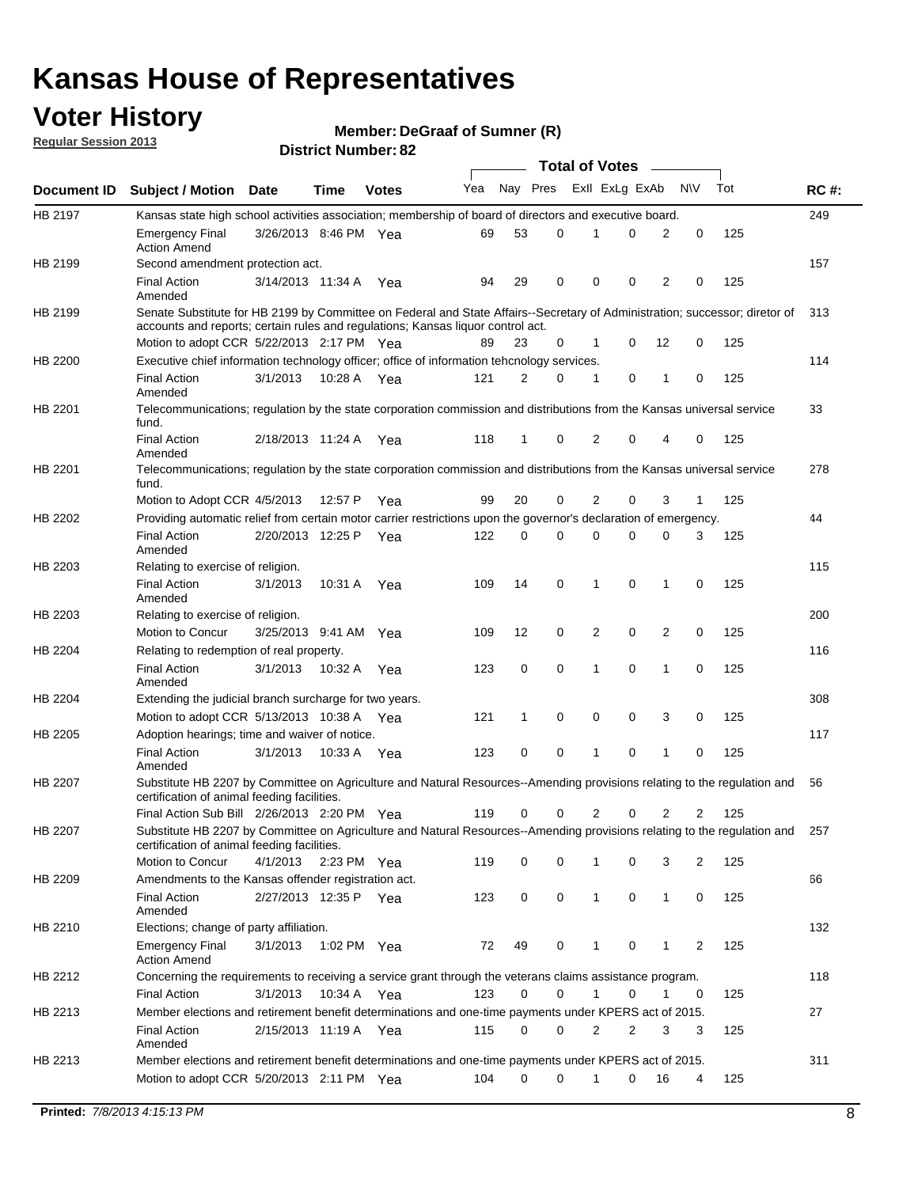# Kansas House of Representatives

## Voter History

**Regular Session 2013**

**Member: DeGraaf of Sumner (R)**

**District Number: 82**

| Document ID | Subject / Motion | Date | Time | Votes | Yea | Nay | Pres | ExII | ExLg | ExAb | N\V | Tot | RC #: |
|---|---|---|---|---|---|---|---|---|---|---|---|---|---|
| HB 2197 | Kansas state high school activities association; membership of board of directors and executive board. | | | | | | | | | | | | 249 |
| | Emergency Final Action Amend | 3/26/2013 | 8:46 PM | Yea | 69 | 53 | 0 | 1 | 0 | 2 | 0 | 125 | |
| HB 2199 | Second amendment protection act. | | | | | | | | | | | | 157 |
| | Final Action Amended | 3/14/2013 | 11:34 A | Yea | 94 | 29 | 0 | 0 | 0 | 2 | 0 | 125 | |
| HB 2199 | Senate Substitute for HB 2199 by Committee on Federal and State Affairs--Secretary of Administration; successor; diretor of accounts and reports; certain rules and regulations; Kansas liquor control act. | | | | | | | | | | | | 313 |
| | Motion to adopt CCR | 5/22/2013 | 2:17 PM | Yea | 89 | 23 | 0 | 1 | 0 | 12 | 0 | 125 | |
| HB 2200 | Executive chief information technology officer; office of information tehcnology services. | | | | | | | | | | | | 114 |
| | Final Action Amended | 3/1/2013 | 10:28 A | Yea | 121 | 2 | 0 | 1 | 0 | 1 | 0 | 125 | |
| HB 2201 | Telecommunications; regulation by the state corporation commission and distributions from the Kansas universal service fund. | | | | | | | | | | | | 33 |
| | Final Action Amended | 2/18/2013 | 11:24 A | Yea | 118 | 1 | 0 | 2 | 0 | 4 | 0 | 125 | |
| HB 2201 | Telecommunications; regulation by the state corporation commission and distributions from the Kansas universal service fund. | | | | | | | | | | | | 278 |
| | Motion to Adopt CCR | 4/5/2013 | 12:57 P | Yea | 99 | 20 | 0 | 2 | 0 | 3 | 1 | 125 | |
| HB 2202 | Providing automatic relief from certain motor carrier restrictions upon the governor's declaration of emergency. | | | | | | | | | | | | 44 |
| | Final Action Amended | 2/20/2013 | 12:25 P | Yea | 122 | 0 | 0 | 0 | 0 | 0 | 3 | 125 | |
| HB 2203 | Relating to exercise of religion. | | | | | | | | | | | | 115 |
| | Final Action Amended | 3/1/2013 | 10:31 A | Yea | 109 | 14 | 0 | 1 | 0 | 1 | 0 | 125 | |
| HB 2203 | Relating to exercise of religion. | | | | | | | | | | | | 200 |
| | Motion to Concur | 3/25/2013 | 9:41 AM | Yea | 109 | 12 | 0 | 2 | 0 | 2 | 0 | 125 | |
| HB 2204 | Relating to redemption of real property. | | | | | | | | | | | | 116 |
| | Final Action Amended | 3/1/2013 | 10:32 A | Yea | 123 | 0 | 0 | 1 | 0 | 1 | 0 | 125 | |
| HB 2204 | Extending the judicial branch surcharge for two years. | | | | | | | | | | | | 308 |
| | Motion to adopt CCR | 5/13/2013 | 10:38 A | Yea | 121 | 1 | 0 | 0 | 0 | 3 | 0 | 125 | |
| HB 2205 | Adoption hearings; time and waiver of notice. | | | | | | | | | | | | 117 |
| | Final Action Amended | 3/1/2013 | 10:33 A | Yea | 123 | 0 | 0 | 1 | 0 | 1 | 0 | 125 | |
| HB 2207 | Substitute HB 2207 by Committee on Agriculture and Natural Resources--Amending provisions relating to the regulation and certification of animal feeding facilities. | | | | | | | | | | | | 56 |
| | Final Action Sub Bill | 2/26/2013 | 2:20 PM | Yea | 119 | 0 | 0 | 2 | 0 | 2 | 2 | 125 | |
| HB 2207 | Substitute HB 2207 by Committee on Agriculture and Natural Resources--Amending provisions relating to the regulation and certification of animal feeding facilities. | | | | | | | | | | | | 257 |
| | Motion to Concur | 4/1/2013 | 2:23 PM | Yea | 119 | 0 | 0 | 1 | 0 | 3 | 2 | 125 | |
| HB 2209 | Amendments to the Kansas offender registration act. | | | | | | | | | | | | 66 |
| | Final Action Amended | 2/27/2013 | 12:35 P | Yea | 123 | 0 | 0 | 1 | 0 | 1 | 0 | 125 | |
| HB 2210 | Elections; change of party affiliation. | | | | | | | | | | | | 132 |
| | Emergency Final Action Amend | 3/1/2013 | 1:02 PM | Yea | 72 | 49 | 0 | 1 | 0 | 1 | 2 | 125 | |
| HB 2212 | Concerning the requirements to receiving a service grant through the veterans claims assistance program. | | | | | | | | | | | | 118 |
| | Final Action | 3/1/2013 | 10:34 A | Yea | 123 | 0 | 0 | 1 | 0 | 1 | 0 | 125 | |
| HB 2213 | Member elections and retirement benefit determinations and one-time payments under KPERS act of 2015. | | | | | | | | | | | | 27 |
| | Final Action Amended | 2/15/2013 | 11:19 A | Yea | 115 | 0 | 0 | 2 | 2 | 3 | 3 | 125 | |
| HB 2213 | Member elections and retirement benefit determinations and one-time payments under KPERS act of 2015. | | | | | | | | | | | | 311 |
| | Motion to adopt CCR | 5/20/2013 | 2:11 PM | Yea | 104 | 0 | 0 | 1 | 0 | 16 | 4 | 125 | |

**Printed:** *7/8/2013 4:15:13 PM*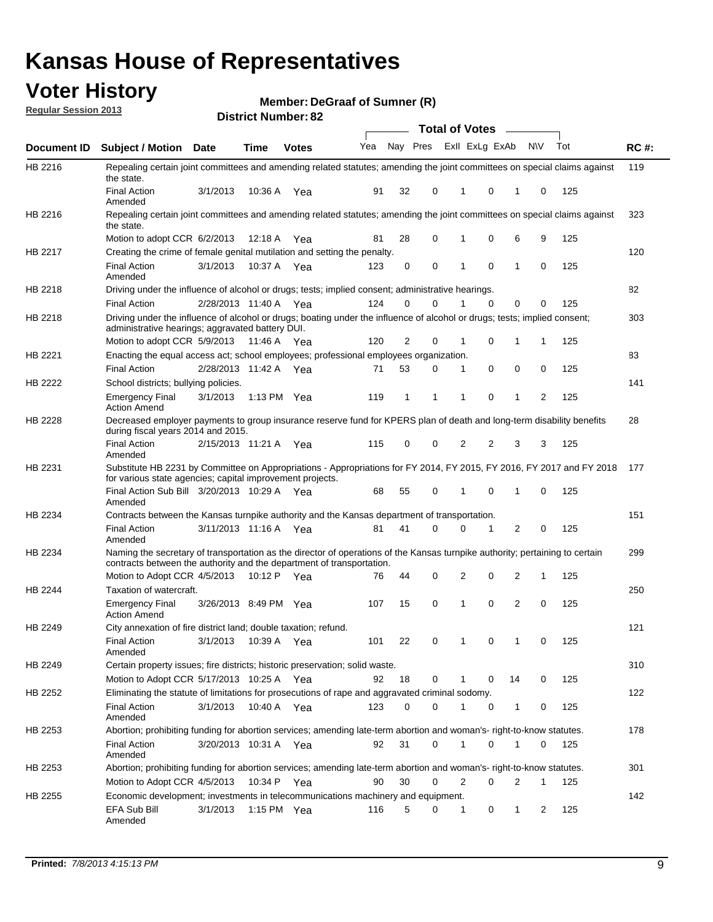# Kansas House of Representatives

## Voter History

**Regular Session 2013**

**Member: DeGraaf of Sumner (R)**

**District Number: 82**

| Document ID | Subject / Motion | Date | Time | Votes | Yea | Nay | Pres | ExII | ExLg | ExAb | N\V | Tot | RC #: |
|---|---|---|---|---|---|---|---|---|---|---|---|---|---|
| HB 2216 | Repealing certain joint committees and amending related statutes; amending the joint committees on special claims against the state. | | | | | | | | | | | | 119 |
| | Final Action Amended | 3/1/2013 | 10:36 A | Yea | 91 | 32 | 0 | 1 | 0 | 1 | 0 | 125 | |
| HB 2216 | Repealing certain joint committees and amending related statutes; amending the joint committees on special claims against the state. | | | | | | | | | | | | 323 |
| | Motion to adopt CCR | 6/2/2013 | 12:18 A | Yea | 81 | 28 | 0 | 1 | 0 | 6 | 9 | 125 | |
| HB 2217 | Creating the crime of female genital mutilation and setting the penalty. | | | | | | | | | | | | 120 |
| | Final Action Amended | 3/1/2013 | 10:37 A | Yea | 123 | 0 | 0 | 1 | 0 | 1 | 0 | 125 | |
| HB 2218 | Driving under the influence of alcohol or drugs; tests; implied consent; administrative hearings. | | | | | | | | | | | | 82 |
| | Final Action | 2/28/2013 | 11:40 A | Yea | 124 | 0 | 0 | 1 | 0 | 0 | 0 | 125 | |
| HB 2218 | Driving under the influence of alcohol or drugs; boating under the influence of alcohol or drugs; tests; implied consent; administrative hearings; aggravated battery DUI. | | | | | | | | | | | | 303 |
| | Motion to adopt CCR | 5/9/2013 | 11:46 A | Yea | 120 | 2 | 0 | 1 | 0 | 1 | 1 | 125 | |
| HB 2221 | Enacting the equal access act; school employees; professional employees organization. | | | | | | | | | | | | 83 |
| | Final Action | 2/28/2013 | 11:42 A | Yea | 71 | 53 | 0 | 1 | 0 | 0 | 0 | 125 | |
| HB 2222 | School districts; bullying policies. | | | | | | | | | | | | 141 |
| | Emergency Final Action Amend | 3/1/2013 | 1:13 PM | Yea | 119 | 1 | 1 | 1 | 0 | 1 | 2 | 125 | |
| HB 2228 | Decreased employer payments to group insurance reserve fund for KPERS plan of death and long-term disability benefits during fiscal years 2014 and 2015. | | | | | | | | | | | | 28 |
| | Final Action Amended | 2/15/2013 | 11:21 A | Yea | 115 | 0 | 0 | 2 | 2 | 3 | 3 | 125 | |
| HB 2231 | Substitute HB 2231 by Committee on Appropriations - Appropriations for FY 2014, FY 2015, FY 2016, FY 2017 and FY 2018 for various state agencies; capital improvement projects. | | | | | | | | | | | | 177 |
| | Final Action Sub Bill Amended | 3/20/2013 | 10:29 A | Yea | 68 | 55 | 0 | 1 | 0 | 1 | 0 | 125 | |
| HB 2234 | Contracts between the Kansas turnpike authority and the Kansas department of transportation. | | | | | | | | | | | | 151 |
| | Final Action Amended | 3/11/2013 | 11:16 A | Yea | 81 | 41 | 0 | 0 | 1 | 2 | 0 | 125 | |
| HB 2234 | Naming the secretary of transportation as the director of operations of the Kansas turnpike authority; pertaining to certain contracts between the authority and the department of transportation. | | | | | | | | | | | | 299 |
| | Motion to Adopt CCR | 4/5/2013 | 10:12 P | Yea | 76 | 44 | 0 | 2 | 0 | 2 | 1 | 125 | |
| HB 2244 | Taxation of watercraft. | | | | | | | | | | | | 250 |
| | Emergency Final Action Amend | 3/26/2013 | 8:49 PM | Yea | 107 | 15 | 0 | 1 | 0 | 2 | 0 | 125 | |
| HB 2249 | City annexation of fire district land; double taxation; refund. | | | | | | | | | | | | 121 |
| | Final Action Amended | 3/1/2013 | 10:39 A | Yea | 101 | 22 | 0 | 1 | 0 | 1 | 0 | 125 | |
| HB 2249 | Certain property issues; fire districts; historic preservation; solid waste. | | | | | | | | | | | | 310 |
| | Motion to Adopt CCR | 5/17/2013 | 10:25 A | Yea | 92 | 18 | 0 | 1 | 0 | 14 | 0 | 125 | |
| HB 2252 | Eliminating the statute of limitations for prosecutions of rape and aggravated criminal sodomy. | | | | | | | | | | | | 122 |
| | Final Action Amended | 3/1/2013 | 10:40 A | Yea | 123 | 0 | 0 | 1 | 0 | 1 | 0 | 125 | |
| HB 2253 | Abortion; prohibiting funding for abortion services; amending late-term abortion and woman's- right-to-know statutes. | | | | | | | | | | | | 178 |
| | Final Action Amended | 3/20/2013 | 10:31 A | Yea | 92 | 31 | 0 | 1 | 0 | 1 | 0 | 125 | |
| HB 2253 | Abortion; prohibiting funding for abortion services; amending late-term abortion and woman's- right-to-know statutes. | | | | | | | | | | | | 301 |
| | Motion to Adopt CCR | 4/5/2013 | 10:34 P | Yea | 90 | 30 | 0 | 2 | 0 | 2 | 1 | 125 | |
| HB 2255 | Economic development; investments in telecommunications machinery and equipment. | | | | | | | | | | | | 142 |
| | EFA Sub Bill Amended | 3/1/2013 | 1:15 PM | Yea | 116 | 5 | 0 | 1 | 0 | 1 | 2 | 125 | |

**Printed:** 7/8/2013 4:15:13 PM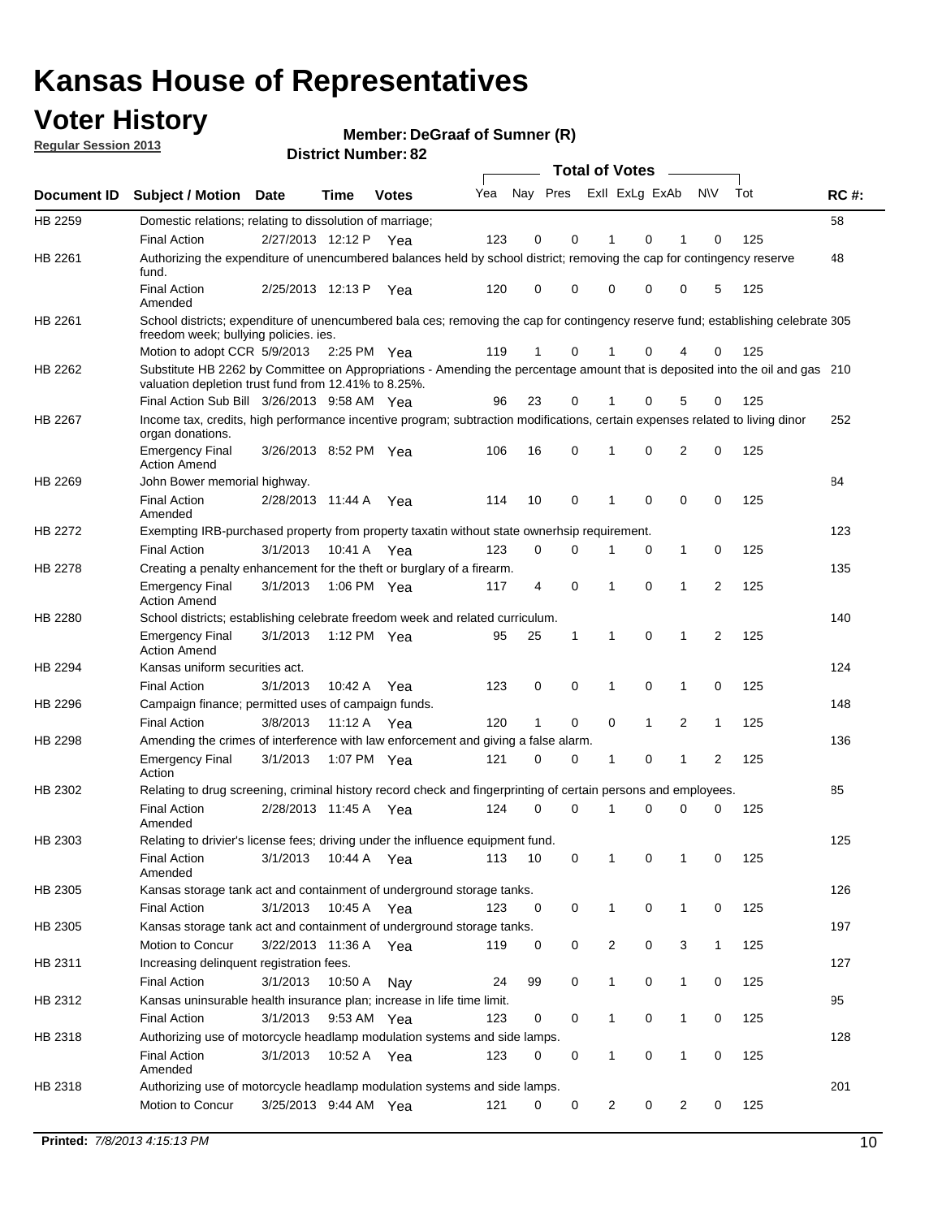# Kansas House of Representatives

## Voter History

**Regular Session 2013**

**Member: DeGraaf of Sumner (R)**

**District Number: 82**

| Document ID | Subject / Motion | Date | Time | Votes | Yea | Nay | Pres | ExII | ExLg | ExAb | N\V | Tot | RC #: |
|---|---|---|---|---|---|---|---|---|---|---|---|---|---|
| HB 2259 | Domestic relations; relating to dissolution of marriage; | | | | | | | | | | | | 58 |
| | Final Action | 2/27/2013 | 12:12 P | Yea | 123 | 0 | 0 | 1 | 0 | 1 | 0 | 125 | |
| HB 2261 | Authorizing the expenditure of unencumbered balances held by school district; removing the cap for contingency reserve fund. | | | | | | | | | | | | 48 |
| | Final Action Amended | 2/25/2013 | 12:13 P | Yea | 120 | 0 | 0 | 0 | 0 | 0 | 5 | 125 | |
| HB 2261 | School districts; expenditure of unencumbered bala ces; removing the cap for contingency reserve fund; establishing celebrate freedom week; bullying policies. ies. | | | | | | | | | | | | 305 |
| | Motion to adopt CCR | 5/9/2013 | 2:25 PM | Yea | 119 | 1 | 0 | 1 | 0 | 4 | 0 | 125 | |
| HB 2262 | Substitute HB 2262 by Committee on Appropriations - Amending the percentage amount that is deposited into the oil and gas valuation depletion trust fund from 12.41% to 8.25%. | | | | | | | | | | | | 210 |
| | Final Action Sub Bill | 3/26/2013 | 9:58 AM | Yea | 96 | 23 | 0 | 1 | 0 | 5 | 0 | 125 | |
| HB 2267 | Income tax, credits, high performance incentive program; subtraction modifications, certain expenses related to living dinor organ donations. | | | | | | | | | | | | 252 |
| | Emergency Final Action Amend | 3/26/2013 | 8:52 PM | Yea | 106 | 16 | 0 | 1 | 0 | 2 | 0 | 125 | |
| HB 2269 | John Bower memorial highway. | | | | | | | | | | | | 84 |
| | Final Action Amended | 2/28/2013 | 11:44 A | Yea | 114 | 10 | 0 | 1 | 0 | 0 | 0 | 125 | |
| HB 2272 | Exempting IRB-purchased property from property taxatin without state ownerhsip requirement. | | | | | | | | | | | | 123 |
| | Final Action | 3/1/2013 | 10:41 A | Yea | 123 | 0 | 0 | 1 | 0 | 1 | 0 | 125 | |
| HB 2278 | Creating a penalty enhancement for the theft or burglary of a firearm. | | | | | | | | | | | | 135 |
| | Emergency Final Action Amend | 3/1/2013 | 1:06 PM | Yea | 117 | 4 | 0 | 1 | 0 | 1 | 2 | 125 | |
| HB 2280 | School districts; establishing celebrate freedom week and related curriculum. | | | | | | | | | | | | 140 |
| | Emergency Final Action Amend | 3/1/2013 | 1:12 PM | Yea | 95 | 25 | 1 | 1 | 0 | 1 | 2 | 125 | |
| HB 2294 | Kansas uniform securities act. | | | | | | | | | | | | 124 |
| | Final Action | 3/1/2013 | 10:42 A | Yea | 123 | 0 | 0 | 1 | 0 | 1 | 0 | 125 | |
| HB 2296 | Campaign finance; permitted uses of campaign funds. | | | | | | | | | | | | 148 |
| | Final Action | 3/8/2013 | 11:12 A | Yea | 120 | 1 | 0 | 0 | 1 | 2 | 1 | 125 | |
| HB 2298 | Amending the crimes of interference with law enforcement and giving a false alarm. | | | | | | | | | | | | 136 |
| | Emergency Final Action | 3/1/2013 | 1:07 PM | Yea | 121 | 0 | 0 | 1 | 0 | 1 | 2 | 125 | |
| HB 2302 | Relating to drug screening, criminal history record check and fingerprinting of certain persons and employees. | | | | | | | | | | | | 85 |
| | Final Action Amended | 2/28/2013 | 11:45 A | Yea | 124 | 0 | 0 | 1 | 0 | 0 | 0 | 125 | |
| HB 2303 | Relating to drivier's license fees; driving under the influence equipment fund. | | | | | | | | | | | | 125 |
| | Final Action Amended | 3/1/2013 | 10:44 A | Yea | 113 | 10 | 0 | 1 | 0 | 1 | 0 | 125 | |
| HB 2305 | Kansas storage tank act and containment of underground storage tanks. | | | | | | | | | | | | 126 |
| | Final Action | 3/1/2013 | 10:45 A | Yea | 123 | 0 | 0 | 1 | 0 | 1 | 0 | 125 | |
| HB 2305 | Kansas storage tank act and containment of underground storage tanks. | | | | | | | | | | | | 197 |
| | Motion to Concur | 3/22/2013 | 11:36 A | Yea | 119 | 0 | 0 | 2 | 0 | 3 | 1 | 125 | |
| HB 2311 | Increasing delinquent registration fees. | | | | | | | | | | | | 127 |
| | Final Action | 3/1/2013 | 10:50 A | Nay | 24 | 99 | 0 | 1 | 0 | 1 | 0 | 125 | |
| HB 2312 | Kansas uninsurable health insurance plan; increase in life time limit. | | | | | | | | | | | | 95 |
| | Final Action | 3/1/2013 | 9:53 AM | Yea | 123 | 0 | 0 | 1 | 0 | 1 | 0 | 125 | |
| HB 2318 | Authorizing use of motorcycle headlamp modulation systems and side lamps. | | | | | | | | | | | | 128 |
| | Final Action Amended | 3/1/2013 | 10:52 A | Yea | 123 | 0 | 0 | 1 | 0 | 1 | 0 | 125 | |
| HB 2318 | Authorizing use of motorcycle headlamp modulation systems and side lamps. | | | | | | | | | | | | 201 |
| | Motion to Concur | 3/25/2013 | 9:44 AM | Yea | 121 | 0 | 0 | 2 | 0 | 2 | 0 | 125 | |

**Printed:** *7/8/2013 4:15:13 PM*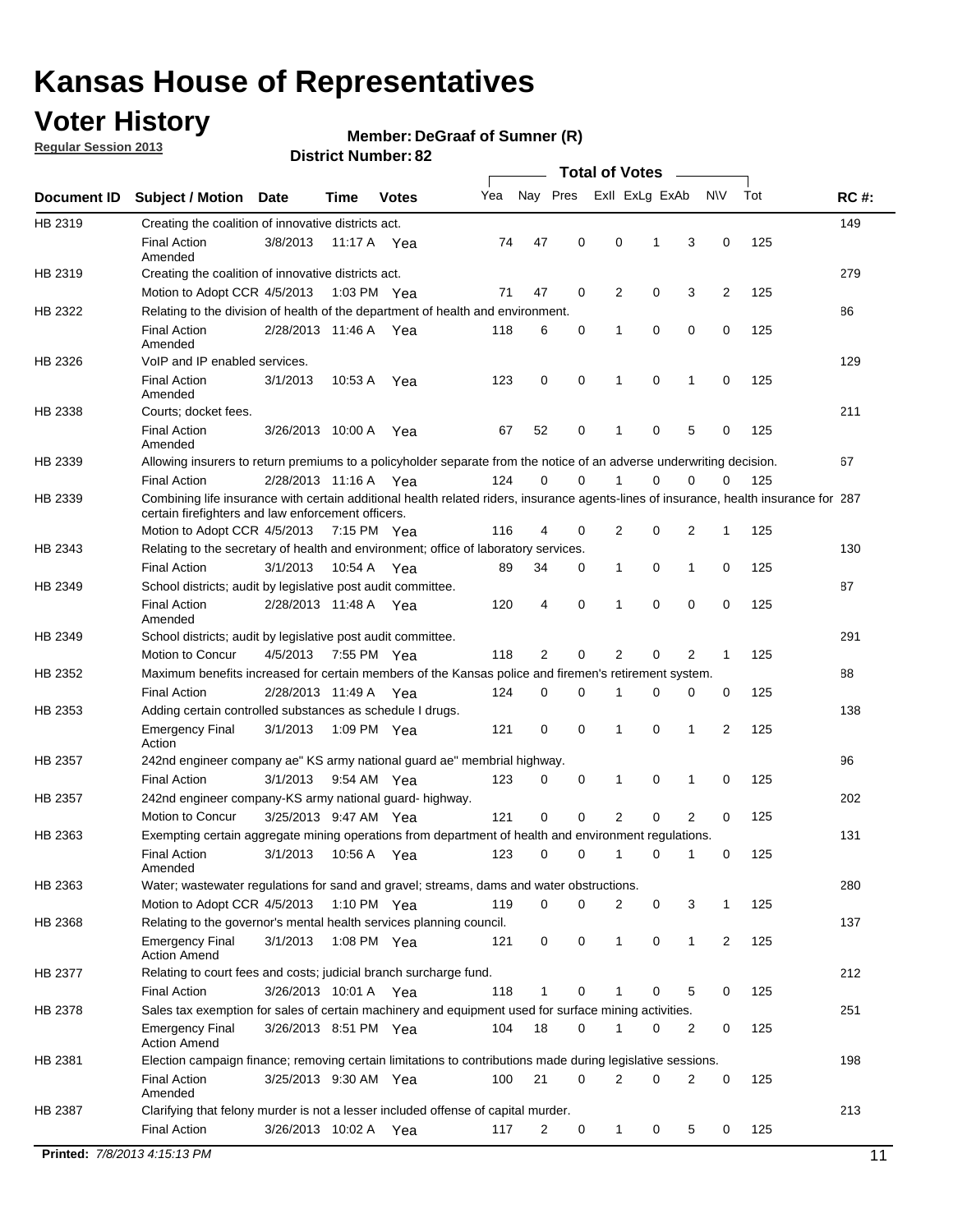# Kansas House of Representatives

## Voter History

**Regular Session 2013**

**Member: DeGraaf of Sumner (R)**

**District Number: 82**

| Document ID | Subject / Motion | Date | Time | Votes | Yea | Nay | Pres | ExII | ExLg | ExAb | N\V | Tot | RC #: |
|---|---|---|---|---|---|---|---|---|---|---|---|---|---|
| HB 2319 | Creating the coalition of innovative districts act. | | | | | | | | | | | | 149 |
| | Final Action Amended | 3/8/2013 | 11:17 A | Yea | 74 | 47 | 0 | 0 | 1 | 3 | 0 | 125 | |
| HB 2319 | Creating the coalition of innovative districts act. | | | | | | | | | | | | 279 |
| | Motion to Adopt CCR | 4/5/2013 | 1:03 PM | Yea | 71 | 47 | 0 | 2 | 0 | 3 | 2 | 125 | |
| HB 2322 | Relating to the division of health of the department of health and environment. | | | | | | | | | | | | 86 |
| | Final Action Amended | 2/28/2013 | 11:46 A | Yea | 118 | 6 | 0 | 1 | 0 | 0 | 0 | 125 | |
| HB 2326 | VoIP and IP enabled services. | | | | | | | | | | | | 129 |
| | Final Action Amended | 3/1/2013 | 10:53 A | Yea | 123 | 0 | 0 | 1 | 0 | 1 | 0 | 125 | |
| HB 2338 | Courts; docket fees. | | | | | | | | | | | | 211 |
| | Final Action Amended | 3/26/2013 | 10:00 A | Yea | 67 | 52 | 0 | 1 | 0 | 5 | 0 | 125 | |
| HB 2339 | Allowing insurers to return premiums to a policyholder separate from the notice of an adverse underwriting decision. | | | | | | | | | | | | 67 |
| | Final Action | 2/28/2013 | 11:16 A | Yea | 124 | 0 | 0 | 1 | 0 | 0 | 0 | 125 | |
| HB 2339 | Combining life insurance with certain additional health related riders, insurance agents-lines of insurance, health insurance for certain firefighters and law enforcement officers. | | | | | | | | | | | | 287 |
| | Motion to Adopt CCR | 4/5/2013 | 7:15 PM | Yea | 116 | 4 | 0 | 2 | 0 | 2 | 1 | 125 | |
| HB 2343 | Relating to the secretary of health and environment; office of laboratory services. | | | | | | | | | | | | 130 |
| | Final Action | 3/1/2013 | 10:54 A | Yea | 89 | 34 | 0 | 1 | 0 | 1 | 0 | 125 | |
| HB 2349 | School districts; audit by legislative post audit committee. | | | | | | | | | | | | 87 |
| | Final Action Amended | 2/28/2013 | 11:48 A | Yea | 120 | 4 | 0 | 1 | 0 | 0 | 0 | 125 | |
| HB 2349 | School districts; audit by legislative post audit committee. | | | | | | | | | | | | 291 |
| | Motion to Concur | 4/5/2013 | 7:55 PM | Yea | 118 | 2 | 0 | 2 | 0 | 2 | 1 | 125 | |
| HB 2352 | Maximum benefits increased for certain members of the Kansas police and firemen's retirement system. | | | | | | | | | | | | 88 |
| | Final Action | 2/28/2013 | 11:49 A | Yea | 124 | 0 | 0 | 1 | 0 | 0 | 0 | 125 | |
| HB 2353 | Adding certain controlled substances as schedule I drugs. | | | | | | | | | | | | 138 |
| | Emergency Final Action | 3/1/2013 | 1:09 PM | Yea | 121 | 0 | 0 | 1 | 0 | 1 | 2 | 125 | |
| HB 2357 | 242nd engineer company ae" KS army national guard ae" membrial highway. | | | | | | | | | | | | 96 |
| | Final Action | 3/1/2013 | 9:54 AM | Yea | 123 | 0 | 0 | 1 | 0 | 1 | 0 | 125 | |
| HB 2357 | 242nd engineer company-KS army national guard- highway. | | | | | | | | | | | | 202 |
| | Motion to Concur | 3/25/2013 | 9:47 AM | Yea | 121 | 0 | 0 | 2 | 0 | 2 | 0 | 125 | |
| HB 2363 | Exempting certain aggregate mining operations from department of health and environment regulations. | | | | | | | | | | | | 131 |
| | Final Action Amended | 3/1/2013 | 10:56 A | Yea | 123 | 0 | 0 | 1 | 0 | 1 | 0 | 125 | |
| HB 2363 | Water; wastewater regulations for sand and gravel; streams, dams and water obstructions. | | | | | | | | | | | | 280 |
| | Motion to Adopt CCR | 4/5/2013 | 1:10 PM | Yea | 119 | 0 | 0 | 2 | 0 | 3 | 1 | 125 | |
| HB 2368 | Relating to the governor's mental health services planning council. | | | | | | | | | | | | 137 |
| | Emergency Final Action Amend | 3/1/2013 | 1:08 PM | Yea | 121 | 0 | 0 | 1 | 0 | 1 | 2 | 125 | |
| HB 2377 | Relating to court fees and costs; judicial branch surcharge fund. | | | | | | | | | | | | 212 |
| | Final Action | 3/26/2013 | 10:01 A | Yea | 118 | 1 | 0 | 1 | 0 | 5 | 0 | 125 | |
| HB 2378 | Sales tax exemption for sales of certain machinery and equipment used for surface mining activities. | | | | | | | | | | | | 251 |
| | Emergency Final Action Amend | 3/26/2013 | 8:51 PM | Yea | 104 | 18 | 0 | 1 | 0 | 2 | 0 | 125 | |
| HB 2381 | Election campaign finance; removing certain limitations to contributions made during legislative sessions. | | | | | | | | | | | | 198 |
| | Final Action Amended | 3/25/2013 | 9:30 AM | Yea | 100 | 21 | 0 | 2 | 0 | 2 | 0 | 125 | |
| HB 2387 | Clarifying that felony murder is not a lesser included offense of capital murder. | | | | | | | | | | | | 213 |
| | Final Action | 3/26/2013 | 10:02 A | Yea | 117 | 2 | 0 | 1 | 0 | 5 | 0 | 125 | |

**Printed:** *7/8/2013 4:15:13 PM*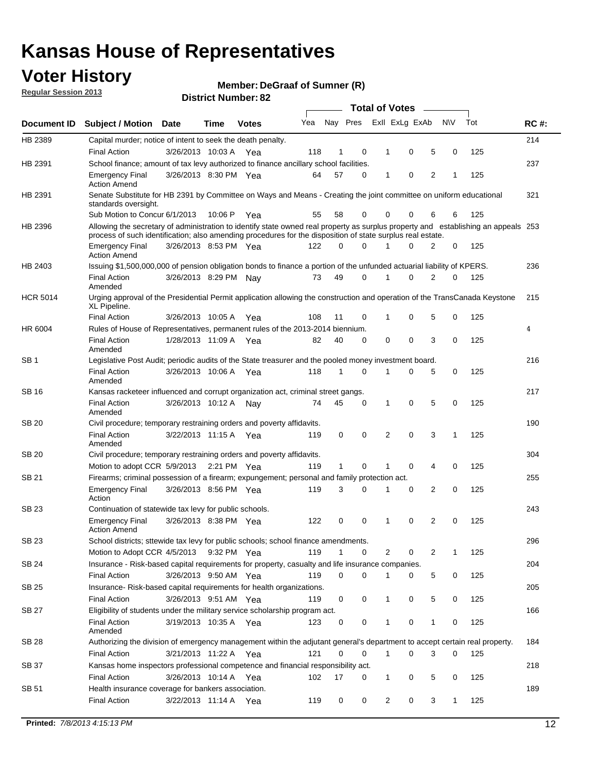# Kansas House of Representatives

## Voter History

**Regular Session 2013**

**Member: DeGraaf of Sumner (R)**

**District Number: 82**

| Document ID | Subject / Motion | Date | Time | Votes | Yea | Nay | Pres | ExII | ExLg | ExAb | N\V | Tot | RC #: |
|---|---|---|---|---|---|---|---|---|---|---|---|---|---|
| HB 2389 | Capital murder; notice of intent to seek the death penalty. | | | | | | | | | | | | 214 |
| | Final Action | 3/26/2013 | 10:03 A | Yea | 118 | 1 | 0 | 1 | 0 | 5 | 0 | 125 | |
| HB 2391 | School finance; amount of tax levy authorized to finance ancillary school facilities. | | | | | | | | | | | | 237 |
| | Emergency Final Action Amend | 3/26/2013 | 8:30 PM | Yea | 64 | 57 | 0 | 1 | 0 | 2 | 1 | 125 | |
| HB 2391 | Senate Substitute for HB 2391 by Committee on Ways and Means - Creating the joint committee on uniform educational standards oversight. | | | | | | | | | | | | 321 |
| | Sub Motion to Concur | 6/1/2013 | 10:06 P | Yea | 55 | 58 | 0 | 0 | 0 | 6 | 6 | 125 | |
| HB 2396 | Allowing the secretary of administration to identify state owned real property as surplus property and establishing an appeals process of such identification; also amending procedures for the disposition of state surplus real estate. | | | | | | | | | | | | 253 |
| | Emergency Final Action Amend | 3/26/2013 | 8:53 PM | Yea | 122 | 0 | 0 | 1 | 0 | 2 | 0 | 125 | |
| HB 2403 | Issuing $1,500,000,000 of pension obligation bonds to finance a portion of the unfunded actuarial liability of KPERS. | | | | | | | | | | | | 236 |
| | Final Action Amended | 3/26/2013 | 8:29 PM | Nay | 73 | 49 | 0 | 1 | 0 | 2 | 0 | 125 | |
| HCR 5014 | Urging approval of the Presidential Permit application allowing the construction and operation of the TransCanada Keystone XL Pipeline. | | | | | | | | | | | | 215 |
| | Final Action | 3/26/2013 | 10:05 A | Yea | 108 | 11 | 0 | 1 | 0 | 5 | 0 | 125 | |
| HR 6004 | Rules of House of Representatives, permanent rules of the 2013-2014 biennium. | | | | | | | | | | | | 4 |
| | Final Action Amended | 1/28/2013 | 11:09 A | Yea | 82 | 40 | 0 | 0 | 0 | 3 | 0 | 125 | |
| SB 1 | Legislative Post Audit; periodic audits of the State treasurer and the pooled money investment board. | | | | | | | | | | | | 216 |
| | Final Action Amended | 3/26/2013 | 10:06 A | Yea | 118 | 1 | 0 | 1 | 0 | 5 | 0 | 125 | |
| SB 16 | Kansas racketeer influenced and corrupt organization act, criminal street gangs. | | | | | | | | | | | | 217 |
| | Final Action Amended | 3/26/2013 | 10:12 A | Nay | 74 | 45 | 0 | 1 | 0 | 5 | 0 | 125 | |
| SB 20 | Civil procedure; temporary restraining orders and poverty affidavits. | | | | | | | | | | | | 190 |
| | Final Action Amended | 3/22/2013 | 11:15 A | Yea | 119 | 0 | 0 | 2 | 0 | 3 | 1 | 125 | |
| SB 20 | Civil procedure; temporary restraining orders and poverty affidavits. | | | | | | | | | | | | 304 |
| | Motion to adopt CCR | 5/9/2013 | 2:21 PM | Yea | 119 | 1 | 0 | 1 | 0 | 4 | 0 | 125 | |
| SB 21 | Firearms; criminal possession of a firearm; expungement; personal and family protection act. | | | | | | | | | | | | 255 |
| | Emergency Final Action | 3/26/2013 | 8:56 PM | Yea | 119 | 3 | 0 | 1 | 0 | 2 | 0 | 125 | |
| SB 23 | Continuation of statewide tax levy for public schools. | | | | | | | | | | | | 243 |
| | Emergency Final Action Amend | 3/26/2013 | 8:38 PM | Yea | 122 | 0 | 0 | 1 | 0 | 2 | 0 | 125 | |
| SB 23 | School districts; sttewide tax levy for public schools; school finance amendments. | | | | | | | | | | | | 296 |
| | Motion to Adopt CCR | 4/5/2013 | 9:32 PM | Yea | 119 | 1 | 0 | 2 | 0 | 2 | 1 | 125 | |
| SB 24 | Insurance - Risk-based capital requirements for property, casualty and life insurance companies. | | | | | | | | | | | | 204 |
| | Final Action | 3/26/2013 | 9:50 AM | Yea | 119 | 0 | 0 | 1 | 0 | 5 | 0 | 125 | |
| SB 25 | Insurance- Risk-based capital requirements for health organizations. | | | | | | | | | | | | 205 |
| | Final Action | 3/26/2013 | 9:51 AM | Yea | 119 | 0 | 0 | 1 | 0 | 5 | 0 | 125 | |
| SB 27 | Eligibility of students under the military service scholarship program act. | | | | | | | | | | | | 166 |
| | Final Action Amended | 3/19/2013 | 10:35 A | Yea | 123 | 0 | 0 | 1 | 0 | 1 | 0 | 125 | |
| SB 28 | Authorizing the division of emergency management within the adjutant general's department to accept certain real property. | | | | | | | | | | | | 184 |
| | Final Action | 3/21/2013 | 11:22 A | Yea | 121 | 0 | 0 | 1 | 0 | 3 | 0 | 125 | |
| SB 37 | Kansas home inspectors professional competence and financial responsibility act. | | | | | | | | | | | | 218 |
| | Final Action | 3/26/2013 | 10:14 A | Yea | 102 | 17 | 0 | 1 | 0 | 5 | 0 | 125 | |
| SB 51 | Health insurance coverage for bankers association. | | | | | | | | | | | | 189 |
| | Final Action | 3/22/2013 | 11:14 A | Yea | 119 | 0 | 0 | 2 | 0 | 3 | 1 | 125 | |

**Printed:** *7/8/2013 4:15:13 PM*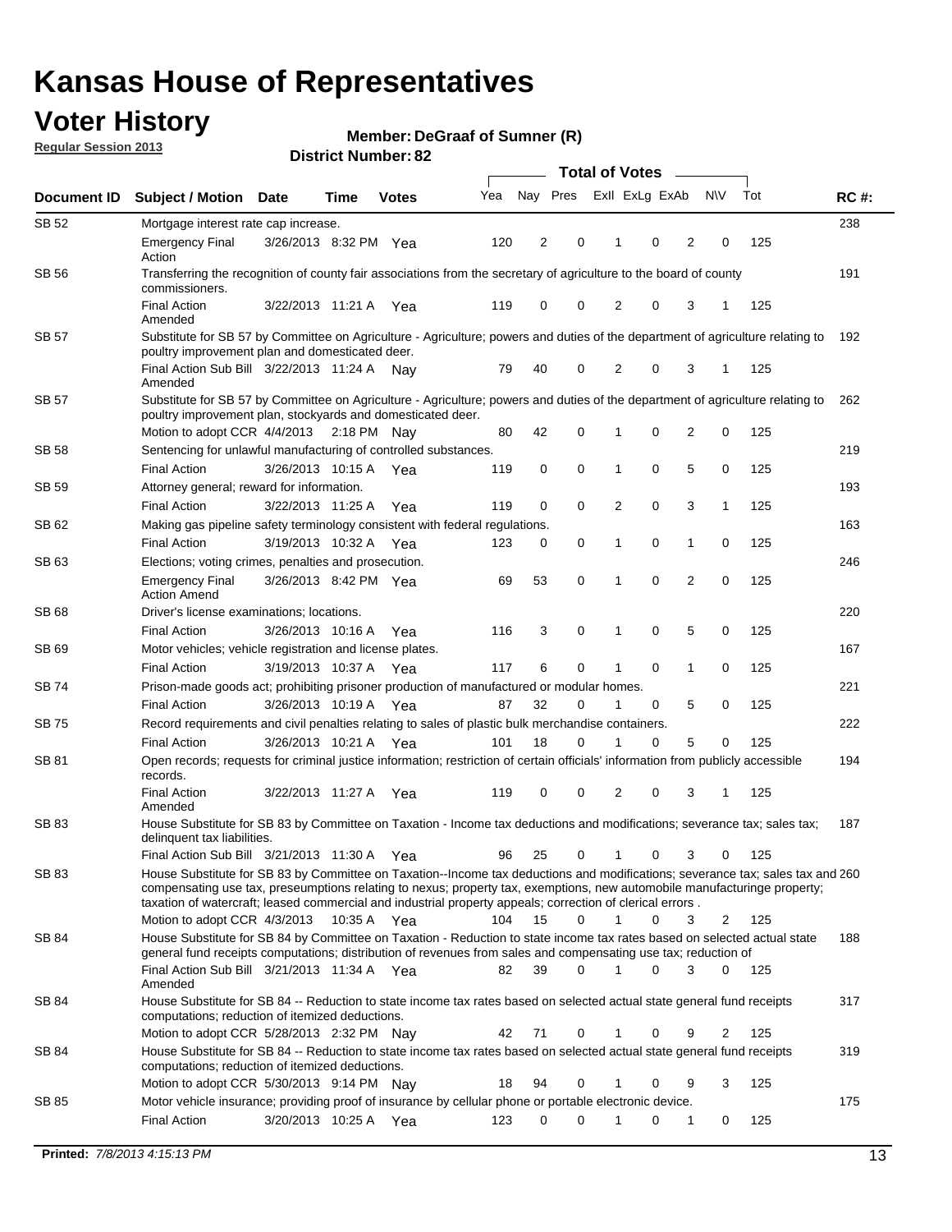# Kansas House of Representatives

## Voter History

**Regular Session 2013**

**Member: DeGraaf of Sumner (R)**

**District Number: 82**

| Document ID | Subject / Motion | Date | Time | Votes | Yea | Nay | Pres | ExII | ExLg | ExAb | N\V | Tot | RC #: |
|---|---|---|---|---|---|---|---|---|---|---|---|---|---|
| SB 52 | Mortgage interest rate cap increase. | | | | | | | | | | | | 238 |
| | Emergency Final Action | 3/26/2013 | 8:32 PM | Yea | 120 | 2 | 0 | 1 | 0 | 2 | 0 | 125 | |
| SB 56 | Transferring the recognition of county fair associations from the secretary of agriculture to the board of county commissioners. | | | | | | | | | | | | 191 |
| | Final Action Amended | 3/22/2013 | 11:21 A | Yea | 119 | 0 | 0 | 2 | 0 | 3 | 1 | 125 | |
| SB 57 | Substitute for SB 57 by Committee on Agriculture - Agriculture; powers and duties of the department of agriculture relating to poultry improvement plan and domesticated deer. | | | | | | | | | | | | 192 |
| | Final Action Sub Bill Amended | 3/22/2013 | 11:24 A | Nay | 79 | 40 | 0 | 2 | 0 | 3 | 1 | 125 | |
| SB 57 | Substitute for SB 57 by Committee on Agriculture - Agriculture; powers and duties of the department of agriculture relating to poultry improvement plan, stockyards and domesticated deer. | | | | | | | | | | | | 262 |
| | Motion to adopt CCR | 4/4/2013 | 2:18 PM | Nay | 80 | 42 | 0 | 1 | 0 | 2 | 0 | 125 | |
| SB 58 | Sentencing for unlawful manufacturing of controlled substances. | | | | | | | | | | | | 219 |
| | Final Action | 3/26/2013 | 10:15 A | Yea | 119 | 0 | 0 | 1 | 0 | 5 | 0 | 125 | |
| SB 59 | Attorney general; reward for information. | | | | | | | | | | | | 193 |
| | Final Action | 3/22/2013 | 11:25 A | Yea | 119 | 0 | 0 | 2 | 0 | 3 | 1 | 125 | |
| SB 62 | Making gas pipeline safety terminology consistent with federal regulations. | | | | | | | | | | | | 163 |
| | Final Action | 3/19/2013 | 10:32 A | Yea | 123 | 0 | 0 | 1 | 0 | 1 | 0 | 125 | |
| SB 63 | Elections; voting crimes, penalties and prosecution. | | | | | | | | | | | | 246 |
| | Emergency Final Action Amend | 3/26/2013 | 8:42 PM | Yea | 69 | 53 | 0 | 1 | 0 | 2 | 0 | 125 | |
| SB 68 | Driver's license examinations; locations. | | | | | | | | | | | | 220 |
| | Final Action | 3/26/2013 | 10:16 A | Yea | 116 | 3 | 0 | 1 | 0 | 5 | 0 | 125 | |
| SB 69 | Motor vehicles; vehicle registration and license plates. | | | | | | | | | | | | 167 |
| | Final Action | 3/19/2013 | 10:37 A | Yea | 117 | 6 | 0 | 1 | 0 | 1 | 0 | 125 | |
| SB 74 | Prison-made goods act; prohibiting prisoner production of manufactured or modular homes. | | | | | | | | | | | | 221 |
| | Final Action | 3/26/2013 | 10:19 A | Yea | 87 | 32 | 0 | 1 | 0 | 5 | 0 | 125 | |
| SB 75 | Record requirements and civil penalties relating to sales of plastic bulk merchandise containers. | | | | | | | | | | | | 222 |
| | Final Action | 3/26/2013 | 10:21 A | Yea | 101 | 18 | 0 | 1 | 0 | 5 | 0 | 125 | |
| SB 81 | Open records; requests for criminal justice information; restriction of certain officials' information from publicly accessible records. | | | | | | | | | | | | 194 |
| | Final Action Amended | 3/22/2013 | 11:27 A | Yea | 119 | 0 | 0 | 2 | 0 | 3 | 1 | 125 | |
| SB 83 | House Substitute for SB 83 by Committee on Taxation - Income tax deductions and modifications; severance tax; sales tax; delinquent tax liabilities. | | | | | | | | | | | | 187 |
| | Final Action Sub Bill | 3/21/2013 | 11:30 A | Yea | 96 | 25 | 0 | 1 | 0 | 3 | 0 | 125 | |
| SB 83 | House Substitute for SB 83 by Committee on Taxation--Income tax deductions and modifications; severance tax; sales tax and compensating use tax, preseumptions relating to nexus; property tax, exemptions, new automobile manufacturinge property; taxation of watercraft; leased commercial and industrial property appeals; correction of clerical errors . | | | | | | | | | | | | 260 |
| | Motion to adopt CCR | 4/3/2013 | 10:35 A | Yea | 104 | 15 | 0 | 1 | 0 | 3 | 2 | 125 | |
| SB 84 | House Substitute for SB 84 by Committee on Taxation - Reduction to state income tax rates based on selected actual state general fund receipts computations; distribution of revenues from sales and compensating use tax; reduction of | | | | | | | | | | | | 188 |
| | Final Action Sub Bill Amended | 3/21/2013 | 11:34 A | Yea | 82 | 39 | 0 | 1 | 0 | 3 | 0 | 125 | |
| SB 84 | House Substitute for SB 84 -- Reduction to state income tax rates based on selected actual state general fund receipts computations; reduction of itemized deductions. | | | | | | | | | | | | 317 |
| | Motion to adopt CCR | 5/28/2013 | 2:32 PM | Nay | 42 | 71 | 0 | 1 | 0 | 9 | 2 | 125 | |
| SB 84 | House Substitute for SB 84 -- Reduction to state income tax rates based on selected actual state general fund receipts computations; reduction of itemized deductions. | | | | | | | | | | | | 319 |
| | Motion to adopt CCR | 5/30/2013 | 9:14 PM | Nay | 18 | 94 | 0 | 1 | 0 | 9 | 3 | 125 | |
| SB 85 | Motor vehicle insurance; providing proof of insurance by cellular phone or portable electronic device. | | | | | | | | | | | | 175 |
| | Final Action | 3/20/2013 | 10:25 A | Yea | 123 | 0 | 0 | 1 | 0 | 1 | 0 | 125 | |

**Printed:** *7/8/2013 4:15:13 PM*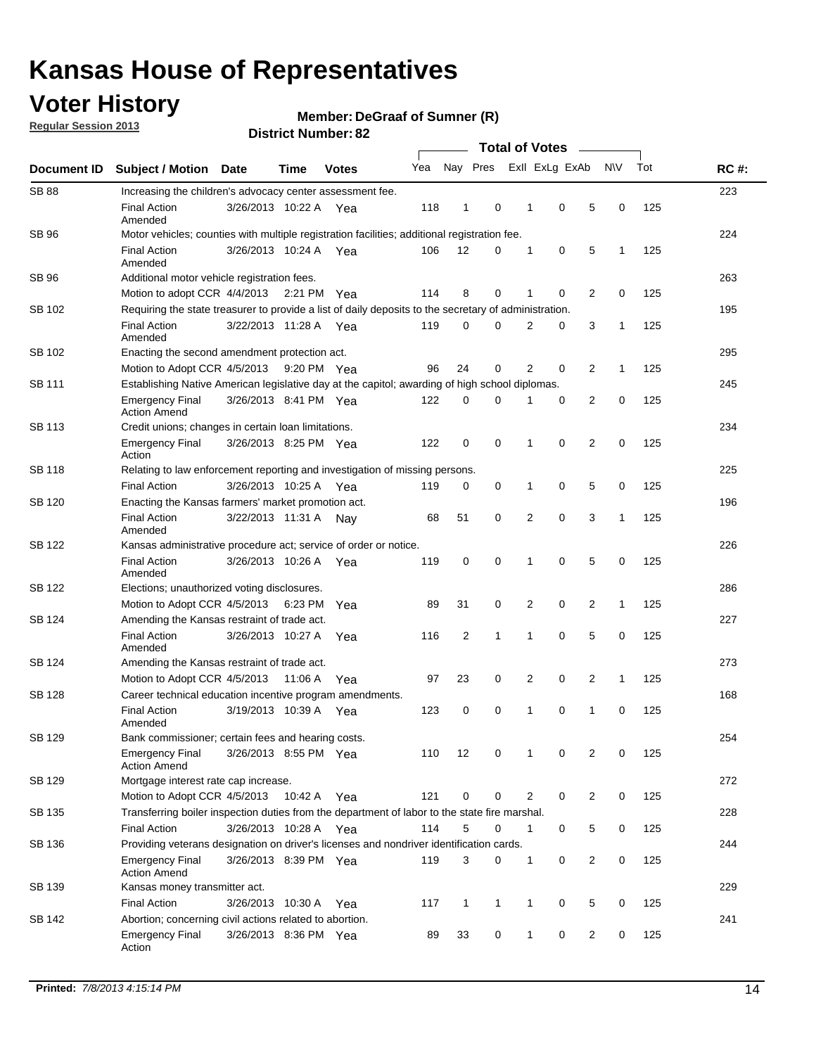# Kansas House of Representatives

## Voter History

**Regular Session 2013**

**Member: DeGraaf of Sumner (R)**

**District Number: 82**

| Document ID | Subject / Motion | Date | Time | Votes | Yea | Nay | Pres | ExII | ExLg | ExAb | N\V | Tot | RC #: |
|---|---|---|---|---|---|---|---|---|---|---|---|---|---|
| SB 88 | Increasing the children's advocacy center assessment fee. | | | | | | | | | | | | 223 |
| | Final Action Amended | 3/26/2013 | 10:22 A | Yea | 118 | 1 | 0 | 1 | 0 | 5 | 0 | 125 | |
| SB 96 | Motor vehicles; counties with multiple registration facilities; additional registration fee. | | | | | | | | | | | | 224 |
| | Final Action Amended | 3/26/2013 | 10:24 A | Yea | 106 | 12 | 0 | 1 | 0 | 5 | 1 | 125 | |
| SB 96 | Additional motor vehicle registration fees. | | | | | | | | | | | | 263 |
| | Motion to adopt CCR | 4/4/2013 | 2:21 PM | Yea | 114 | 8 | 0 | 1 | 0 | 2 | 0 | 125 | |
| SB 102 | Requiring the state treasurer to provide a list of daily deposits to the secretary of administration. | | | | | | | | | | | | 195 |
| | Final Action Amended | 3/22/2013 | 11:28 A | Yea | 119 | 0 | 0 | 2 | 0 | 3 | 1 | 125 | |
| SB 102 | Enacting the second amendment protection act. | | | | | | | | | | | | 295 |
| | Motion to Adopt CCR | 4/5/2013 | 9:20 PM | Yea | 96 | 24 | 0 | 2 | 0 | 2 | 1 | 125 | |
| SB 111 | Establishing Native American legislative day at the capitol; awarding of high school diplomas. | | | | | | | | | | | | 245 |
| | Emergency Final Action Amend | 3/26/2013 | 8:41 PM | Yea | 122 | 0 | 0 | 1 | 0 | 2 | 0 | 125 | |
| SB 113 | Credit unions; changes in certain loan limitations. | | | | | | | | | | | | 234 |
| | Emergency Final Action | 3/26/2013 | 8:25 PM | Yea | 122 | 0 | 0 | 1 | 0 | 2 | 0 | 125 | |
| SB 118 | Relating to law enforcement reporting and investigation of missing persons. | | | | | | | | | | | | 225 |
| | Final Action | 3/26/2013 | 10:25 A | Yea | 119 | 0 | 0 | 1 | 0 | 5 | 0 | 125 | |
| SB 120 | Enacting the Kansas farmers' market promotion act. | | | | | | | | | | | | 196 |
| | Final Action Amended | 3/22/2013 | 11:31 A | Nay | 68 | 51 | 0 | 2 | 0 | 3 | 1 | 125 | |
| SB 122 | Kansas administrative procedure act; service of order or notice. | | | | | | | | | | | | 226 |
| | Final Action Amended | 3/26/2013 | 10:26 A | Yea | 119 | 0 | 0 | 1 | 0 | 5 | 0 | 125 | |
| SB 122 | Elections; unauthorized voting disclosures. | | | | | | | | | | | | 286 |
| | Motion to Adopt CCR | 4/5/2013 | 6:23 PM | Yea | 89 | 31 | 0 | 2 | 0 | 2 | 1 | 125 | |
| SB 124 | Amending the Kansas restraint of trade act. | | | | | | | | | | | | 227 |
| | Final Action Amended | 3/26/2013 | 10:27 A | Yea | 116 | 2 | 1 | 1 | 0 | 5 | 0 | 125 | |
| SB 124 | Amending the Kansas restraint of trade act. | | | | | | | | | | | | 273 |
| | Motion to Adopt CCR | 4/5/2013 | 11:06 A | Yea | 97 | 23 | 0 | 2 | 0 | 2 | 1 | 125 | |
| SB 128 | Career technical education incentive program amendments. | | | | | | | | | | | | 168 |
| | Final Action Amended | 3/19/2013 | 10:39 A | Yea | 123 | 0 | 0 | 1 | 0 | 1 | 0 | 125 | |
| SB 129 | Bank commissioner; certain fees and hearing costs. | | | | | | | | | | | | 254 |
| | Emergency Final Action Amend | 3/26/2013 | 8:55 PM | Yea | 110 | 12 | 0 | 1 | 0 | 2 | 0 | 125 | |
| SB 129 | Mortgage interest rate cap increase. | | | | | | | | | | | | 272 |
| | Motion to Adopt CCR | 4/5/2013 | 10:42 A | Yea | 121 | 0 | 0 | 2 | 0 | 2 | 0 | 125 | |
| SB 135 | Transferring boiler inspection duties from the department of labor to the state fire marshal. | | | | | | | | | | | | 228 |
| | Final Action | 3/26/2013 | 10:28 A | Yea | 114 | 5 | 0 | 1 | 0 | 5 | 0 | 125 | |
| SB 136 | Providing veterans designation on driver's licenses and nondriver identification cards. | | | | | | | | | | | | 244 |
| | Emergency Final Action Amend | 3/26/2013 | 8:39 PM | Yea | 119 | 3 | 0 | 1 | 0 | 2 | 0 | 125 | |
| SB 139 | Kansas money transmitter act. | | | | | | | | | | | | 229 |
| | Final Action | 3/26/2013 | 10:30 A | Yea | 117 | 1 | 1 | 1 | 0 | 5 | 0 | 125 | |
| SB 142 | Abortion; concerning civil actions related to abortion. | | | | | | | | | | | | 241 |
| | Emergency Final Action | 3/26/2013 | 8:36 PM | Yea | 89 | 33 | 0 | 1 | 0 | 2 | 0 | 125 | |

**Printed:** *7/8/2013 4:15:14 PM*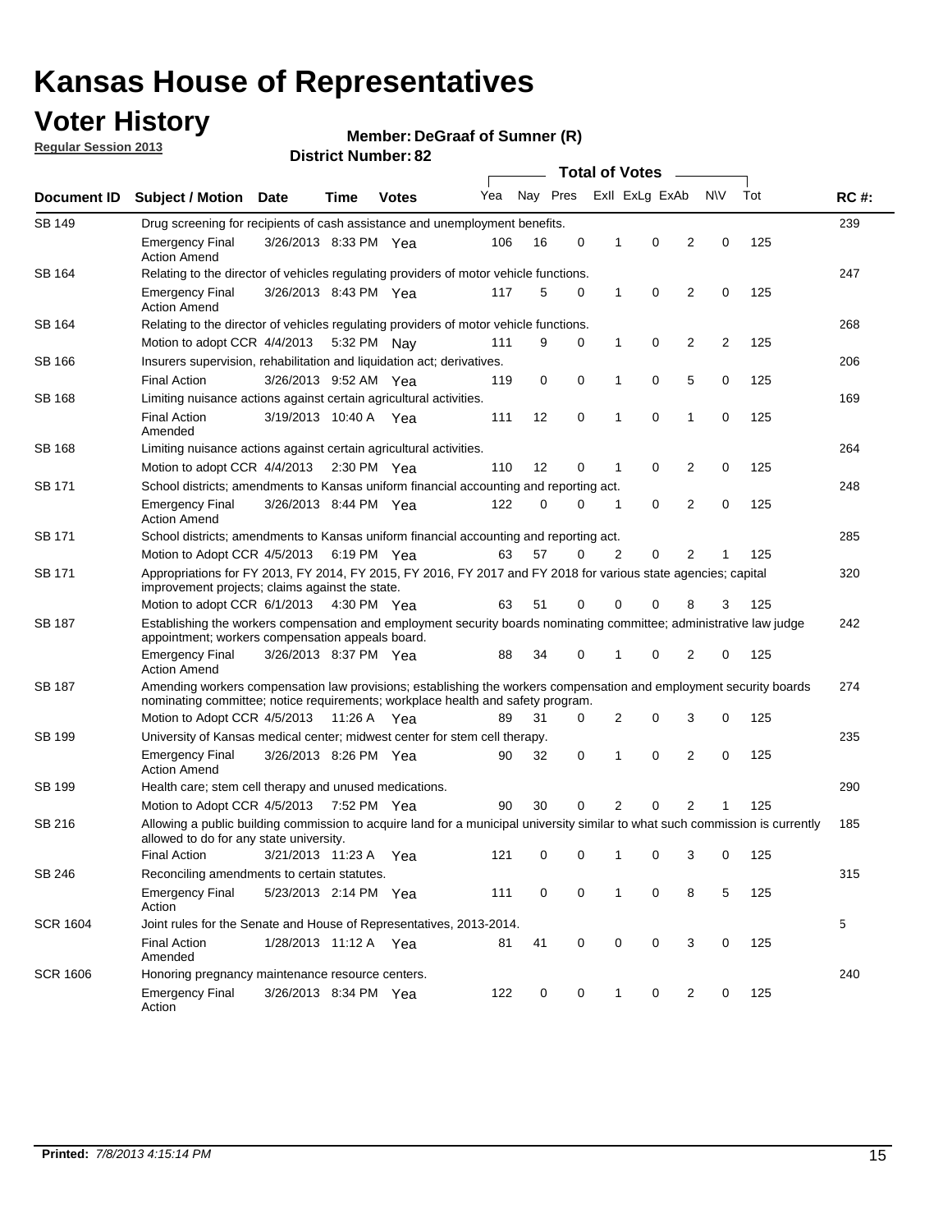# Kansas House of Representatives

## Voter History

**Regular Session 2013**

**Member: DeGraaf of Sumner (R)**

**District Number: 82**

| Document ID | Subject / Motion | Date | Time | Votes | Yea | Nay | Pres | ExII | ExLg | ExAb | N\V | Tot | RC #: |
|---|---|---|---|---|---|---|---|---|---|---|---|---|---|
| SB 149 | Drug screening for recipients of cash assistance and unemployment benefits. | | | | | | | | | | | | 239 |
| | Emergency Final Action Amend | 3/26/2013 | 8:33 PM | Yea | 106 | 16 | 0 | 1 | 0 | 2 | 0 | 125 | |
| SB 164 | Relating to the director of vehicles regulating providers of motor vehicle functions. | | | | | | | | | | | | 247 |
| | Emergency Final Action Amend | 3/26/2013 | 8:43 PM | Yea | 117 | 5 | 0 | 1 | 0 | 2 | 0 | 125 | |
| SB 164 | Relating to the director of vehicles regulating providers of motor vehicle functions. | | | | | | | | | | | | 268 |
| | Motion to adopt CCR | 4/4/2013 | 5:32 PM | Nay | 111 | 9 | 0 | 1 | 0 | 2 | 2 | 125 | |
| SB 166 | Insurers supervision, rehabilitation and liquidation act; derivatives. | | | | | | | | | | | | 206 |
| | Final Action | 3/26/2013 | 9:52 AM | Yea | 119 | 0 | 0 | 1 | 0 | 5 | 0 | 125 | |
| SB 168 | Limiting nuisance actions against certain agricultural activities. | | | | | | | | | | | | 169 |
| | Final Action Amended | 3/19/2013 | 10:40 A | Yea | 111 | 12 | 0 | 1 | 0 | 1 | 0 | 125 | |
| SB 168 | Limiting nuisance actions against certain agricultural activities. | | | | | | | | | | | | 264 |
| | Motion to adopt CCR | 4/4/2013 | 2:30 PM | Yea | 110 | 12 | 0 | 1 | 0 | 2 | 0 | 125 | |
| SB 171 | School districts; amendments to Kansas uniform financial accounting and reporting act. | | | | | | | | | | | | 248 |
| | Emergency Final Action Amend | 3/26/2013 | 8:44 PM | Yea | 122 | 0 | 0 | 1 | 0 | 2 | 0 | 125 | |
| SB 171 | School districts; amendments to Kansas uniform financial accounting and reporting act. | | | | | | | | | | | | 285 |
| | Motion to Adopt CCR | 4/5/2013 | 6:19 PM | Yea | 63 | 57 | 0 | 2 | 0 | 2 | 1 | 125 | |
| SB 171 | Appropriations for FY 2013, FY 2014, FY 2015, FY 2016, FY 2017 and FY 2018 for various state agencies; capital improvement projects; claims against the state. | | | | | | | | | | | | 320 |
| | Motion to adopt CCR | 6/1/2013 | 4:30 PM | Yea | 63 | 51 | 0 | 0 | 0 | 8 | 3 | 125 | |
| SB 187 | Establishing the workers compensation and employment security boards nominating committee; administrative law judge appointment; workers compensation appeals board. | | | | | | | | | | | | 242 |
| | Emergency Final Action Amend | 3/26/2013 | 8:37 PM | Yea | 88 | 34 | 0 | 1 | 0 | 2 | 0 | 125 | |
| SB 187 | Amending workers compensation law provisions; establishing the workers compensation and employment security boards nominating committee; notice requirements; workplace health and safety program. | | | | | | | | | | | | 274 |
| | Motion to Adopt CCR | 4/5/2013 | 11:26 A | Yea | 89 | 31 | 0 | 2 | 0 | 3 | 0 | 125 | |
| SB 199 | University of Kansas medical center; midwest center for stem cell therapy. | | | | | | | | | | | | 235 |
| | Emergency Final Action Amend | 3/26/2013 | 8:26 PM | Yea | 90 | 32 | 0 | 1 | 0 | 2 | 0 | 125 | |
| SB 199 | Health care; stem cell therapy and unused medications. | | | | | | | | | | | | 290 |
| | Motion to Adopt CCR | 4/5/2013 | 7:52 PM | Yea | 90 | 30 | 0 | 2 | 0 | 2 | 1 | 125 | |
| SB 216 | Allowing a public building commission to acquire land for a municipal university similar to what such commission is currently allowed to do for any state university. | | | | | | | | | | | | 185 |
| | Final Action | 3/21/2013 | 11:23 A | Yea | 121 | 0 | 0 | 1 | 0 | 3 | 0 | 125 | |
| SB 246 | Reconciling amendments to certain statutes. | | | | | | | | | | | | 315 |
| | Emergency Final Action | 5/23/2013 | 2:14 PM | Yea | 111 | 0 | 0 | 1 | 0 | 8 | 5 | 125 | |
| SCR 1604 | Joint rules for the Senate and House of Representatives, 2013-2014. | | | | | | | | | | | | 5 |
| | Final Action Amended | 1/28/2013 | 11:12 A | Yea | 81 | 41 | 0 | 0 | 0 | 3 | 0 | 125 | |
| SCR 1606 | Honoring pregnancy maintenance resource centers. | | | | | | | | | | | | 240 |
| | Emergency Final Action | 3/26/2013 | 8:34 PM | Yea | 122 | 0 | 0 | 1 | 0 | 2 | 0 | 125 | |

**Printed:** *7/8/2013 4:15:14 PM*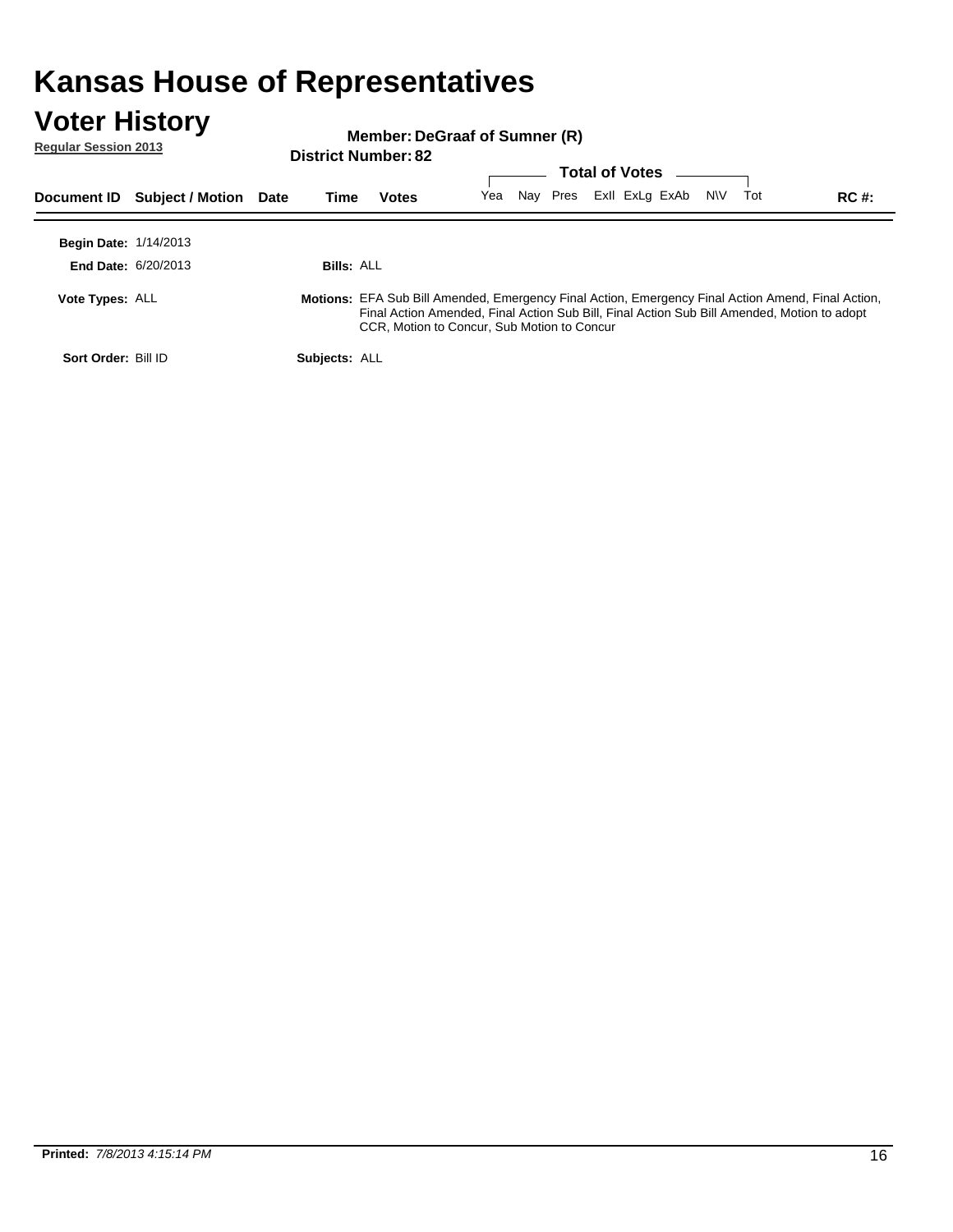# Kansas House of Representatives

## Voter History

**Regular Session 2013**

**Member:** DeGraaf of Sumner (R)

**District Number:** 82

| Document ID | Subject / Motion | Date | Time | Votes | Yea | Nay | Pres | ExII | ExLg | ExAb | N\V | Tot | RC #: |
|---|---|---|---|---|---|---|---|---|---|---|---|---|---|

**Begin Date:** 1/14/2013

**End Date:** 6/20/2013

**Bills:** ALL

**Vote Types:** ALL

**Motions:** EFA Sub Bill Amended, Emergency Final Action, Emergency Final Action Amend, Final Action, Final Action Amended, Final Action Sub Bill, Final Action Sub Bill Amended, Motion to adopt CCR, Motion to Concur, Sub Motion to Concur

**Sort Order:** Bill ID

**Subjects:** ALL

**Printed:** *7/8/2013 4:15:14 PM*